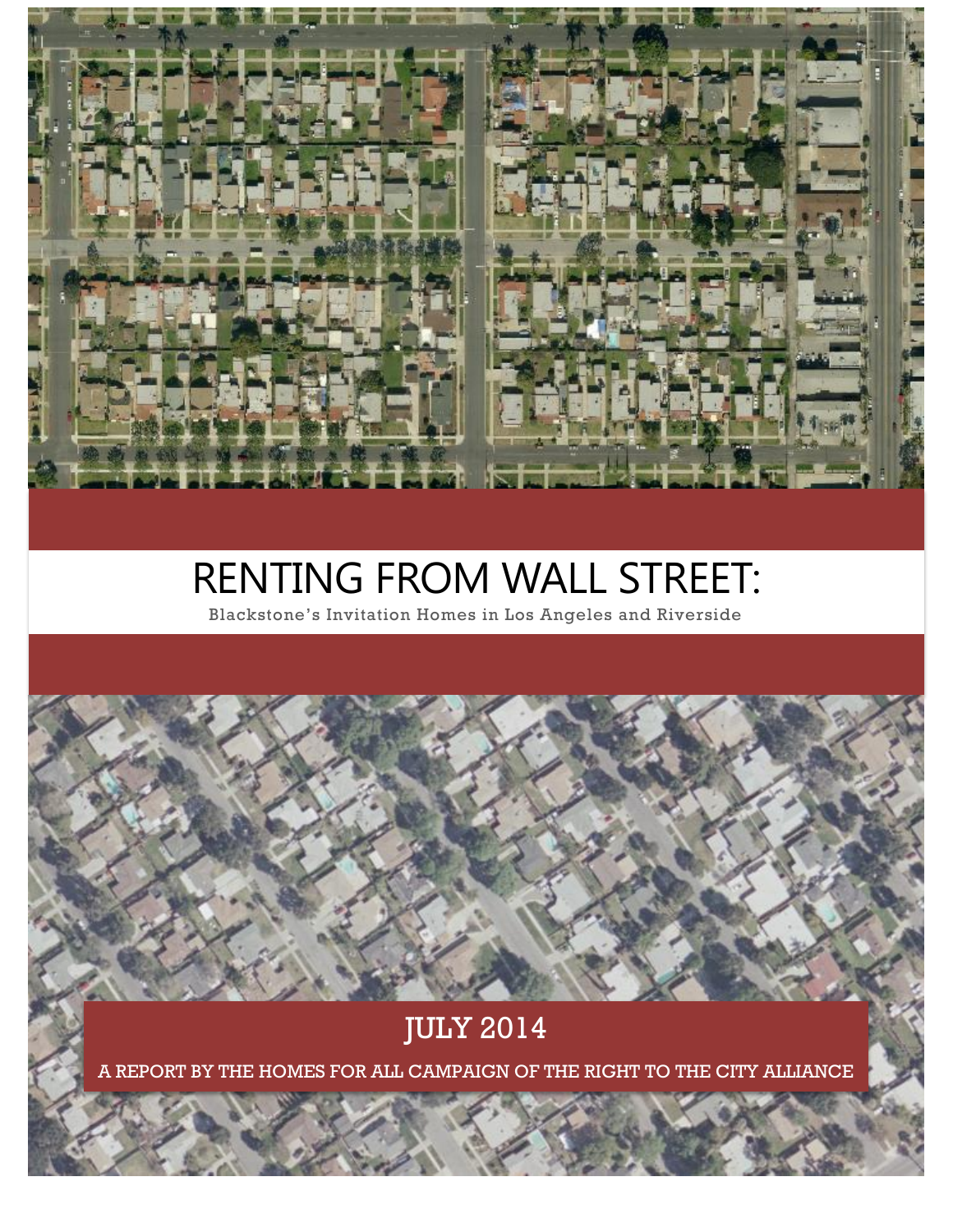# RENTING FROM WALL STREET:

Blackstone's Invitation Homes in Los Angeles and Riverside

JULY 2014

A REPORT BY THE HOMES FOR ALL CAMPAIGN OF THE RIGHT TO THE CITY ALLIANCE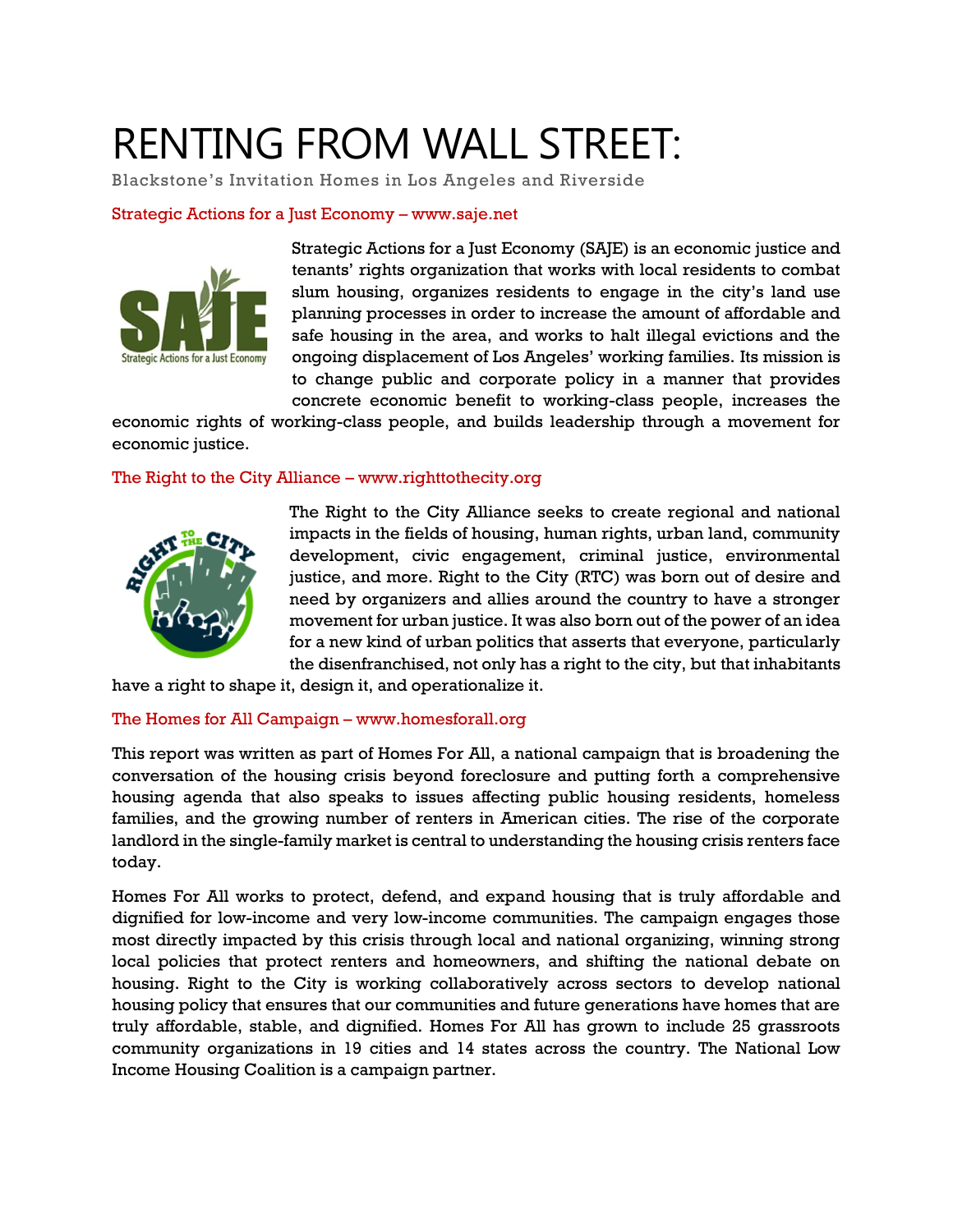# RENTING FROM WALL STREET:

Blackstone's Invitation Homes in Los Angeles and Riverside

### Strategic Actions for a Just Economy – www.saje.net

Strategic Actions for a Just Economy (SAJE) is an economic justice and tenants' rights organization that works with local residents to combat slum housing, organizes residents to engage in the city's land use planning processes in order to increase the amount of affordable and safe housing in the area, and works to halt illegal evictions and the ongoing displacement of Los Angeles' working families. Its mission is to change public and corporate policy in a manner that provides concrete economic benefit to working-class people, increases the economic rights of working-class people, and builds leadership through a movement for economic justice.

### The Right to the City Alliance – www.righttothecity.org

The Right to the City Alliance seeks to create regional and national impacts in the fields of housing, human rights, urban land, community development, civic engagement, criminal justice, environmental justice, and more. Right to the City (RTC) was born out of desire and need by organizers and allies around the country to have a stronger movement for urban justice. It was also born out of the power of an idea for a new kind of urban politics that asserts that everyone, particularly the disenfranchised, not only has a right to the city, but that inhabitants have a right to shape it, design it, and operationalize it.

### The Homes for All Campaign – www.homesforall.org

This report was written as part of Homes For All, a national campaign that is broadening the conversation of the housing crisis beyond foreclosure and putting forth a comprehensive housing agenda that also speaks to issues affecting public housing residents, homeless families, and the growing number of renters in American cities. The rise of the corporate landlord in the single-family market is central to understanding the housing crisis renters face today.

Homes For All works to protect, defend, and expand housing that is truly affordable and dignified for low-income and very low-income communities. The campaign engages those most directly impacted by this crisis through local and national organizing, winning strong local policies that protect renters and homeowners, and shifting the national debate on housing. Right to the City is working collaboratively across sectors to develop national housing policy that ensures that our communities and future generations have homes that are truly affordable, stable, and dignified. Homes For All has grown to include 25 grassroots community organizations in 19 cities and 14 states across the country. The National Low Income Housing Coalition is a campaign partner.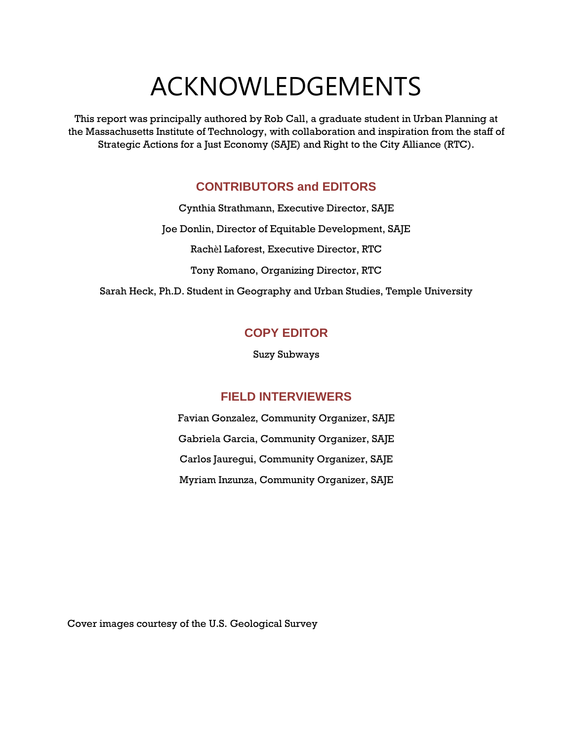# ACKNOWLEDGEMENTS

This report was principally authored by Rob Call, a graduate student in Urban Planning at the Massachusetts Institute of Technology, with collaboration and inspiration from the staff of Strategic Actions for a Just Economy (SAJE) and Right to the City Alliance (RTC).

## CONTRIBUTORS and EDITORS

Cynthia Strathmann, Executive Director, SAJE

Joe Donlin, Director of Equitable Development, SAJE

Rachèl Laforest, Executive Director, RTC

Tony Romano, Organizing Director, RTC

Sarah Heck, Ph.D. Student in Geography and Urban Studies, Temple University

## COPY EDITOR

Suzy Subways

## FIELD INTERVIEWERS

Favian Gonzalez, Community Organizer, SAJE

Gabriela Garcia, Community Organizer, SAJE

Carlos Jauregui, Community Organizer, SAJE

Myriam Inzunza, Community Organizer, SAJE

Cover images courtesy of the U.S. Geological Survey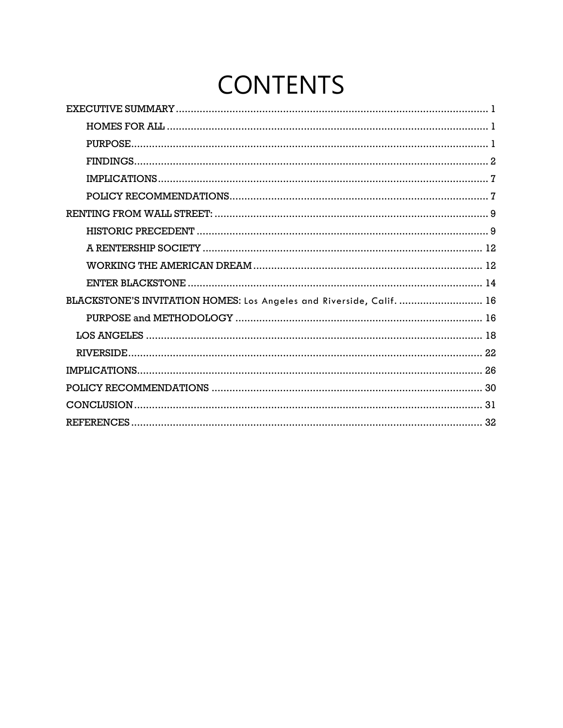# CONTENTS

EXECUTIVE SUMMARY ..... 1

- HOMES FOR ALL ..... 1
- PURPOSE ..... 1
- FINDINGS ..... 2
- IMPLICATIONS ..... 7
- POLICY RECOMMENDATIONS ..... 7

RENTING FROM WALL STREET: ..... 9

- HISTORIC PRECEDENT ..... 9
- A RENTERSHIP SOCIETY ..... 12
- WORKING THE AMERICAN DREAM ..... 12
- ENTER BLACKSTONE ..... 14

BLACKSTONE'S INVITATION HOMES: Los Angeles and Riverside, Calif. ..... 16

- PURPOSE and METHODOLOGY ..... 16
- LOS ANGELES ..... 18
- RIVERSIDE ..... 22

IMPLICATIONS ..... 26

POLICY RECOMMENDATIONS ..... 30

CONCLUSION ..... 31

REFERENCES ..... 32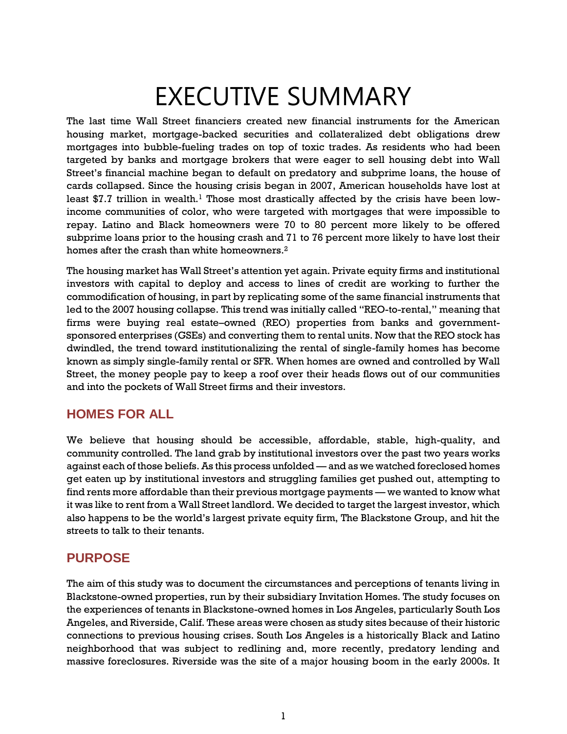# EXECUTIVE SUMMARY

The last time Wall Street financiers created new financial instruments for the American housing market, mortgage-backed securities and collateralized debt obligations drew mortgages into bubble-fueling trades on top of toxic trades. As residents who had been targeted by banks and mortgage brokers that were eager to sell housing debt into Wall Street's financial machine began to default on predatory and subprime loans, the house of cards collapsed. Since the housing crisis began in 2007, American households have lost at least $7.7 trillion in wealth.[1] Those most drastically affected by the crisis have been low-income communities of color, who were targeted with mortgages that were impossible to repay. Latino and Black homeowners were 70 to 80 percent more likely to be offered subprime loans prior to the housing crash and 71 to 76 percent more likely to have lost their homes after the crash than white homeowners.[2]

The housing market has Wall Street's attention yet again. Private equity firms and institutional investors with capital to deploy and access to lines of credit are working to further the commodification of housing, in part by replicating some of the same financial instruments that led to the 2007 housing collapse. This trend was initially called "REO-to-rental," meaning that firms were buying real estate–owned (REO) properties from banks and government-sponsored enterprises (GSEs) and converting them to rental units. Now that the REO stock has dwindled, the trend toward institutionalizing the rental of single-family homes has become known as simply single-family rental or SFR. When homes are owned and controlled by Wall Street, the money people pay to keep a roof over their heads flows out of our communities and into the pockets of Wall Street firms and their investors.

## HOMES FOR ALL

We believe that housing should be accessible, affordable, stable, high-quality, and community controlled. The land grab by institutional investors over the past two years works against each of those beliefs. As this process unfolded — and as we watched foreclosed homes get eaten up by institutional investors and struggling families get pushed out, attempting to find rents more affordable than their previous mortgage payments — we wanted to know what it was like to rent from a Wall Street landlord. We decided to target the largest investor, which also happens to be the world's largest private equity firm, The Blackstone Group, and hit the streets to talk to their tenants.

## PURPOSE

The aim of this study was to document the circumstances and perceptions of tenants living in Blackstone-owned properties, run by their subsidiary Invitation Homes. The study focuses on the experiences of tenants in Blackstone-owned homes in Los Angeles, particularly South Los Angeles, and Riverside, Calif. These areas were chosen as study sites because of their historic connections to previous housing crises. South Los Angeles is a historically Black and Latino neighborhood that was subject to redlining and, more recently, predatory lending and massive foreclosures. Riverside was the site of a major housing boom in the early 2000s. It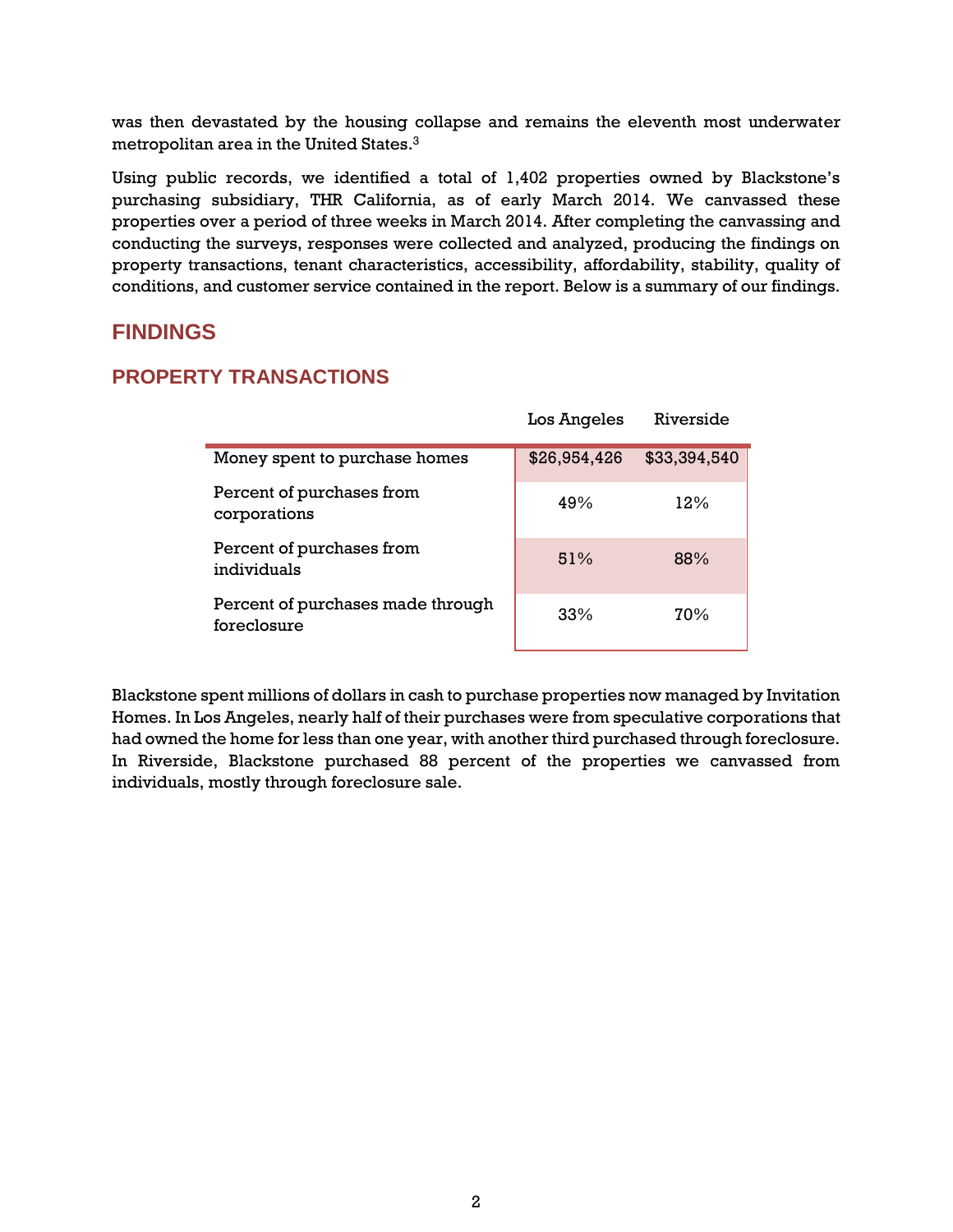was then devastated by the housing collapse and remains the eleventh most underwater metropolitan area in the United States.[3]

Using public records, we identified a total of 1,402 properties owned by Blackstone's purchasing subsidiary, THR California, as of early March 2014. We canvassed these properties over a period of three weeks in March 2014. After completing the canvassing and conducting the surveys, responses were collected and analyzed, producing the findings on property transactions, tenant characteristics, accessibility, affordability, stability, quality of conditions, and customer service contained in the report. Below is a summary of our findings.

## FINDINGS

### PROPERTY TRANSACTIONS

| | Los Angeles | Riverside |
|---|---|---|
| Money spent to purchase homes | $26,954,426 | $33,394,540 |
| Percent of purchases from corporations | 49% | 12% |
| Percent of purchases from individuals | 51% | 88% |
| Percent of purchases made through foreclosure | 33% | 70% |

Blackstone spent millions of dollars in cash to purchase properties now managed by Invitation Homes. In Los Angeles, nearly half of their purchases were from speculative corporations that had owned the home for less than one year, with another third purchased through foreclosure. In Riverside, Blackstone purchased 88 percent of the properties we canvassed from individuals, mostly through foreclosure sale.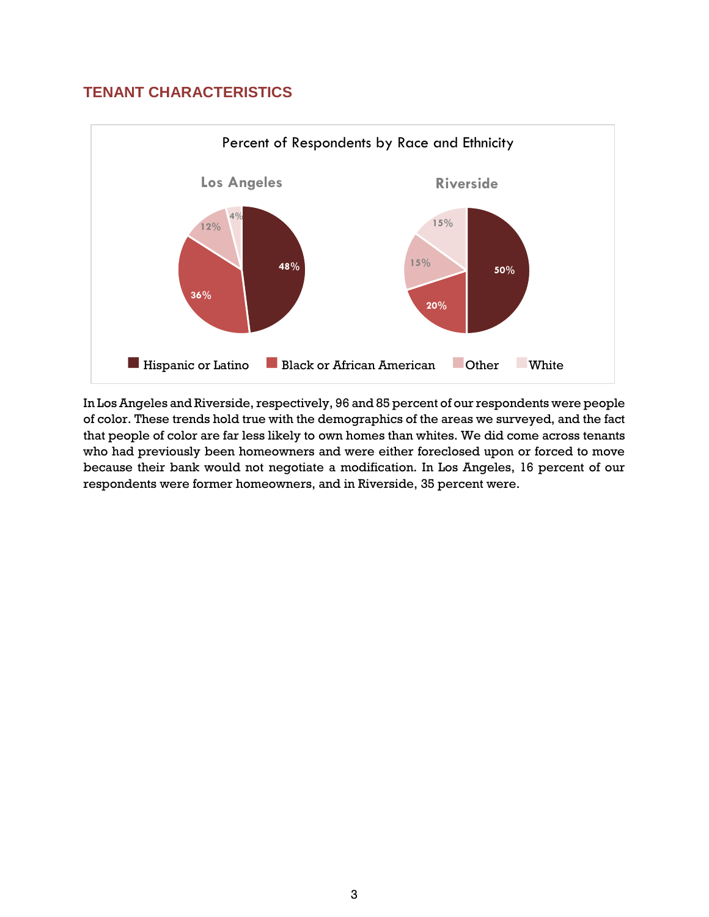## TENANT CHARACTERISTICS

Percent of Respondents by Race and Ethnicity

| | Los Angeles | Riverside |
|---|---|---|
| Hispanic or Latino | 48% | 50% |
| Black or African American | 36% | 20% |
| Other | 12% | 15% |
| White | 4% | 15% |

In Los Angeles and Riverside, respectively, 96 and 85 percent of our respondents were people of color. These trends hold true with the demographics of the areas we surveyed, and the fact that people of color are far less likely to own homes than whites. We did come across tenants who had previously been homeowners and were either foreclosed upon or forced to move because their bank would not negotiate a modification. In Los Angeles, 16 percent of our respondents were former homeowners, and in Riverside, 35 percent were.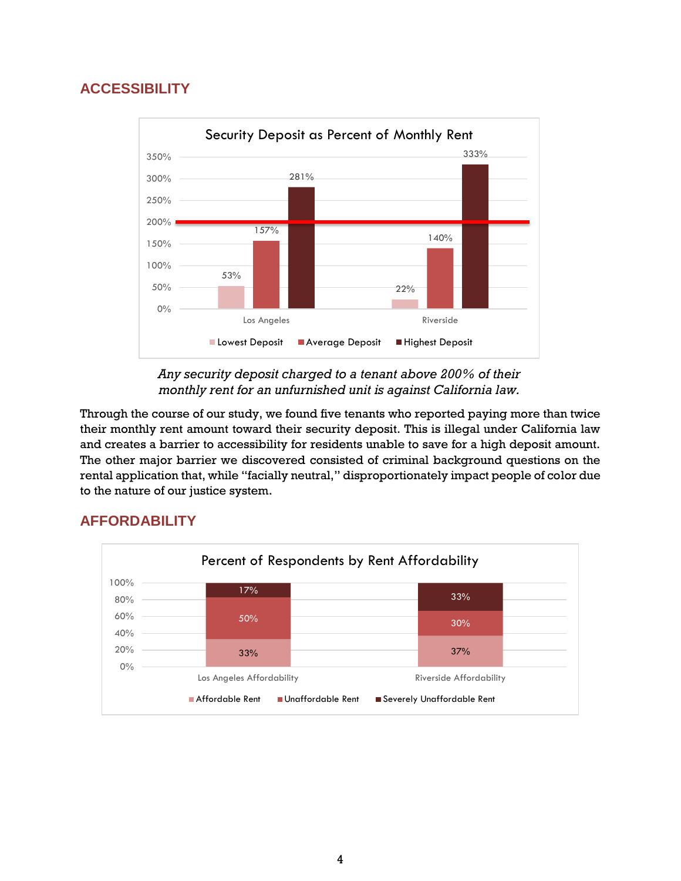## ACCESSIBILITY

**Security Deposit as Percent of Monthly Rent**

| | Lowest Deposit | Average Deposit | Highest Deposit |
|---|---|---|---|
| Los Angeles | 53% | 157% | 281% |
| Riverside | 22% | 140% | 333% |

*Any security deposit charged to a tenant above 200% of their monthly rent for an unfurnished unit is against California law.*

Through the course of our study, we found five tenants who reported paying more than twice their monthly rent amount toward their security deposit. This is illegal under California law and creates a barrier to accessibility for residents unable to save for a high deposit amount. The other major barrier we discovered consisted of criminal background questions on the rental application that, while "facially neutral," disproportionately impact people of color due to the nature of our justice system.

## AFFORDABILITY

**Percent of Respondents by Rent Affordability**

| | Affordable Rent | Unaffordable Rent | Severely Unaffordable Rent |
|---|---|---|---|
| Los Angeles Affordability | 33% | 50% | 17% |
| Riverside Affordability | 37% | 30% | 33% |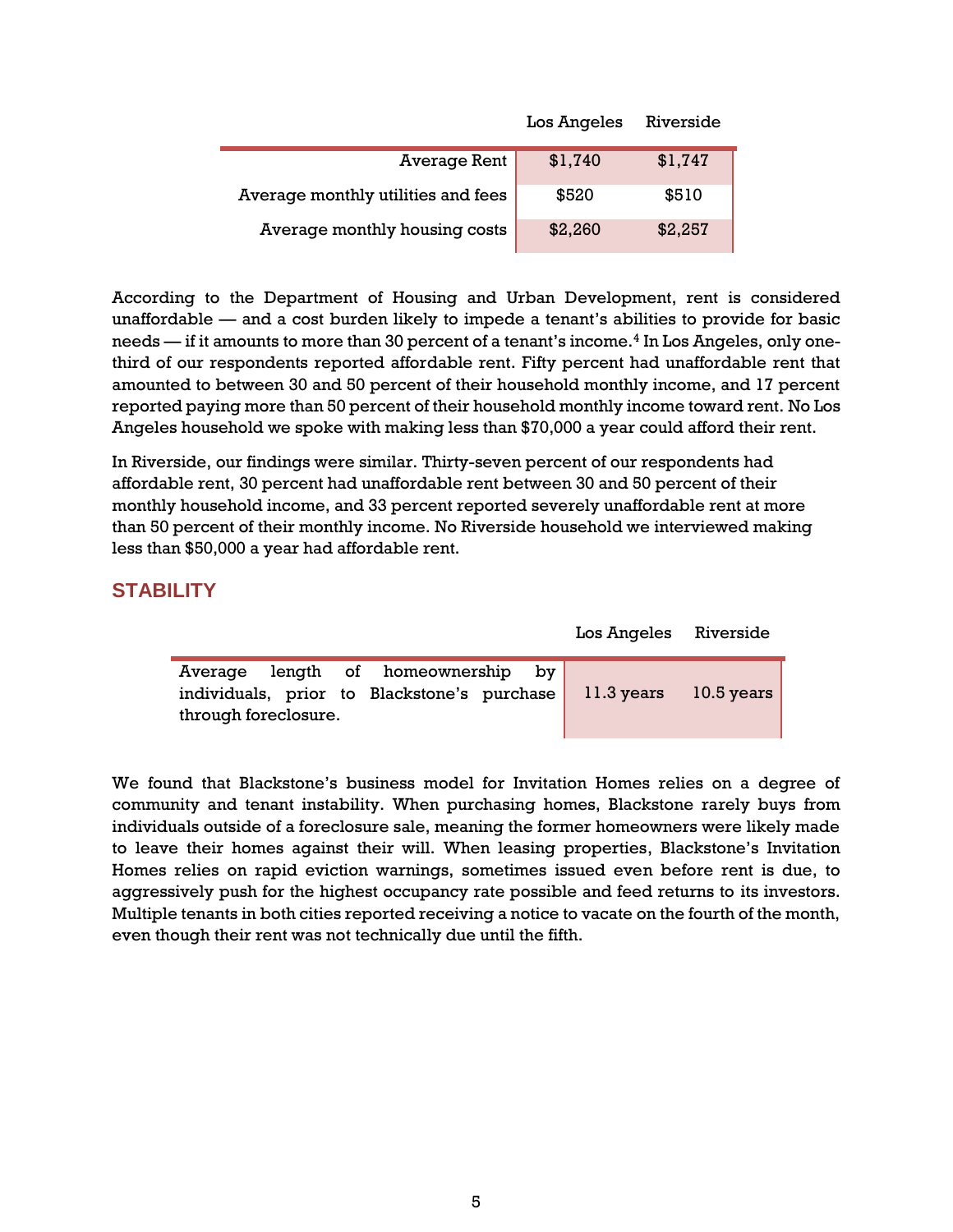| | Los Angeles | Riverside |
| --- | --- | --- |
| Average Rent | $1,740 | $1,747 |
| Average monthly utilities and fees | $520 | $510 |
| Average monthly housing costs | $2,260 | $2,257 |

According to the Department of Housing and Urban Development, rent is considered unaffordable — and a cost burden likely to impede a tenant's abilities to provide for basic needs — if it amounts to more than 30 percent of a tenant's income.[4] In Los Angeles, only one-third of our respondents reported affordable rent. Fifty percent had unaffordable rent that amounted to between 30 and 50 percent of their household monthly income, and 17 percent reported paying more than 50 percent of their household monthly income toward rent. No Los Angeles household we spoke with making less than $70,000 a year could afford their rent.

In Riverside, our findings were similar. Thirty-seven percent of our respondents had affordable rent, 30 percent had unaffordable rent between 30 and 50 percent of their monthly household income, and 33 percent reported severely unaffordable rent at more than 50 percent of their monthly income. No Riverside household we interviewed making less than $50,000 a year had affordable rent.

## STABILITY

| | Los Angeles | Riverside |
| --- | --- | --- |
| Average length of homeownership by individuals, prior to Blackstone's purchase through foreclosure. | 11.3 years | 10.5 years |

We found that Blackstone's business model for Invitation Homes relies on a degree of community and tenant instability. When purchasing homes, Blackstone rarely buys from individuals outside of a foreclosure sale, meaning the former homeowners were likely made to leave their homes against their will. When leasing properties, Blackstone's Invitation Homes relies on rapid eviction warnings, sometimes issued even before rent is due, to aggressively push for the highest occupancy rate possible and feed returns to its investors. Multiple tenants in both cities reported receiving a notice to vacate on the fourth of the month, even though their rent was not technically due until the fifth.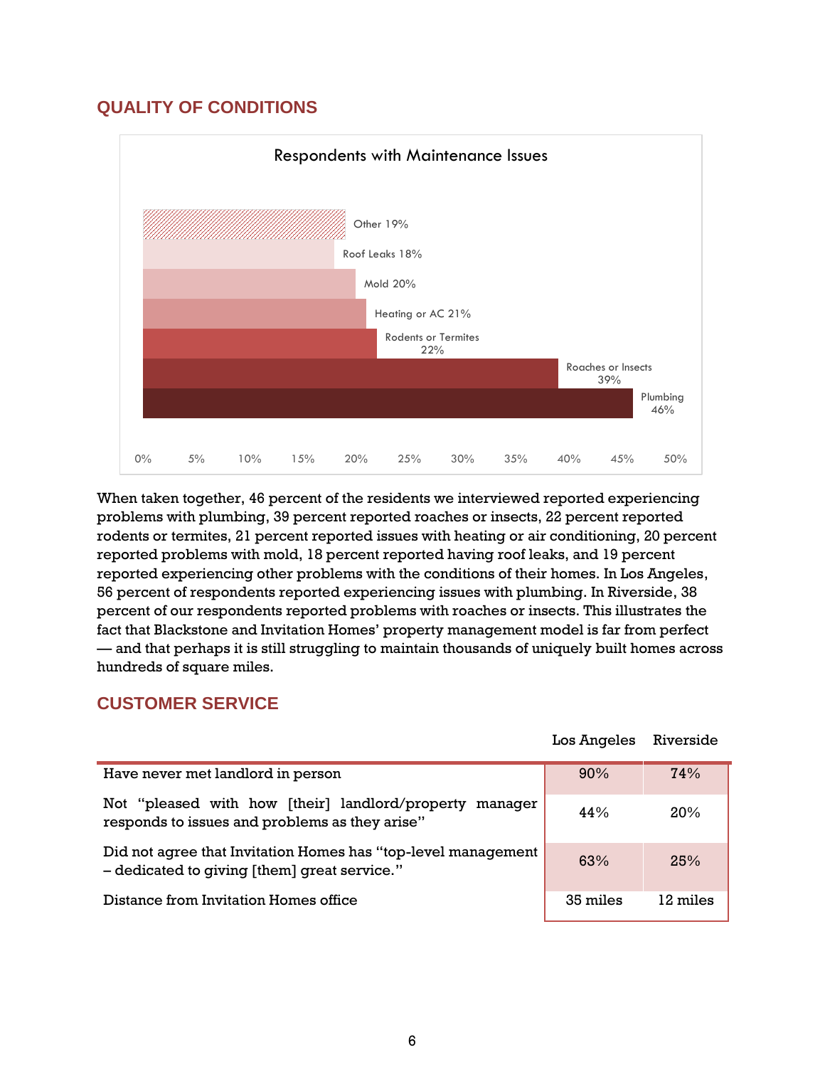## QUALITY OF CONDITIONS

**Respondents with Maintenance Issues**

| Issue | Percent |
|---|---|
| Other | 19% |
| Roof Leaks | 18% |
| Mold | 20% |
| Heating or AC | 21% |
| Rodents or Termites | 22% |
| Roaches or Insects | 39% |
| Plumbing | 46% |

When taken together, 46 percent of the residents we interviewed reported experiencing problems with plumbing, 39 percent reported roaches or insects, 22 percent reported rodents or termites, 21 percent reported issues with heating or air conditioning, 20 percent reported problems with mold, 18 percent reported having roof leaks, and 19 percent reported experiencing other problems with the conditions of their homes. In Los Angeles, 56 percent of respondents reported experiencing issues with plumbing. In Riverside, 38 percent of our respondents reported problems with roaches or insects. This illustrates the fact that Blackstone and Invitation Homes' property management model is far from perfect — and that perhaps it is still struggling to maintain thousands of uniquely built homes across hundreds of square miles.

## CUSTOMER SERVICE

| | Los Angeles | Riverside |
|---|---|---|
| Have never met landlord in person | 90% | 74% |
| Not "pleased with how [their] landlord/property manager responds to issues and problems as they arise" | 44% | 20% |
| Did not agree that Invitation Homes has "top-level management – dedicated to giving [them] great service." | 63% | 25% |
| Distance from Invitation Homes office | 35 miles | 12 miles |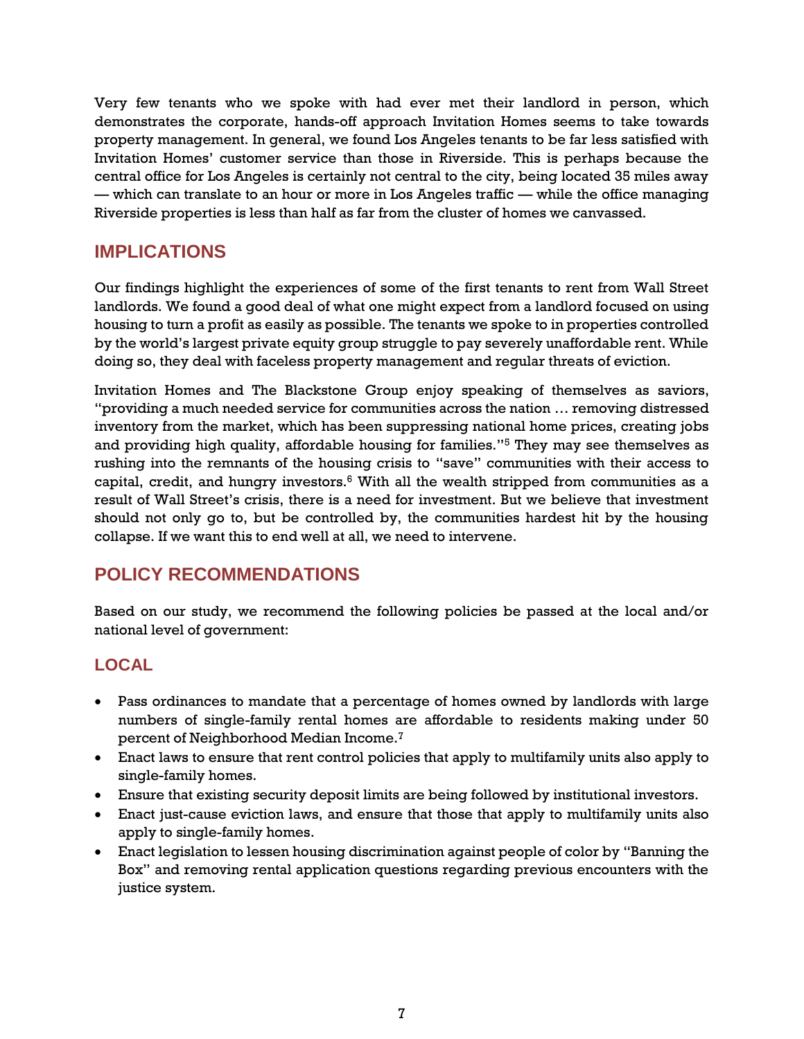Very few tenants who we spoke with had ever met their landlord in person, which demonstrates the corporate, hands-off approach Invitation Homes seems to take towards property management. In general, we found Los Angeles tenants to be far less satisfied with Invitation Homes' customer service than those in Riverside. This is perhaps because the central office for Los Angeles is certainly not central to the city, being located 35 miles away — which can translate to an hour or more in Los Angeles traffic — while the office managing Riverside properties is less than half as far from the cluster of homes we canvassed.

## IMPLICATIONS

Our findings highlight the experiences of some of the first tenants to rent from Wall Street landlords. We found a good deal of what one might expect from a landlord focused on using housing to turn a profit as easily as possible. The tenants we spoke to in properties controlled by the world's largest private equity group struggle to pay severely unaffordable rent. While doing so, they deal with faceless property management and regular threats of eviction.

Invitation Homes and The Blackstone Group enjoy speaking of themselves as saviors, "providing a much needed service for communities across the nation … removing distressed inventory from the market, which has been suppressing national home prices, creating jobs and providing high quality, affordable housing for families."[5] They may see themselves as rushing into the remnants of the housing crisis to "save" communities with their access to capital, credit, and hungry investors.[6] With all the wealth stripped from communities as a result of Wall Street's crisis, there is a need for investment. But we believe that investment should not only go to, but be controlled by, the communities hardest hit by the housing collapse. If we want this to end well at all, we need to intervene.

## POLICY RECOMMENDATIONS

Based on our study, we recommend the following policies be passed at the local and/or national level of government:

### LOCAL

- Pass ordinances to mandate that a percentage of homes owned by landlords with large numbers of single-family rental homes are affordable to residents making under 50 percent of Neighborhood Median Income.[7]
- Enact laws to ensure that rent control policies that apply to multifamily units also apply to single-family homes.
- Ensure that existing security deposit limits are being followed by institutional investors.
- Enact just-cause eviction laws, and ensure that those that apply to multifamily units also apply to single-family homes.
- Enact legislation to lessen housing discrimination against people of color by "Banning the Box" and removing rental application questions regarding previous encounters with the justice system.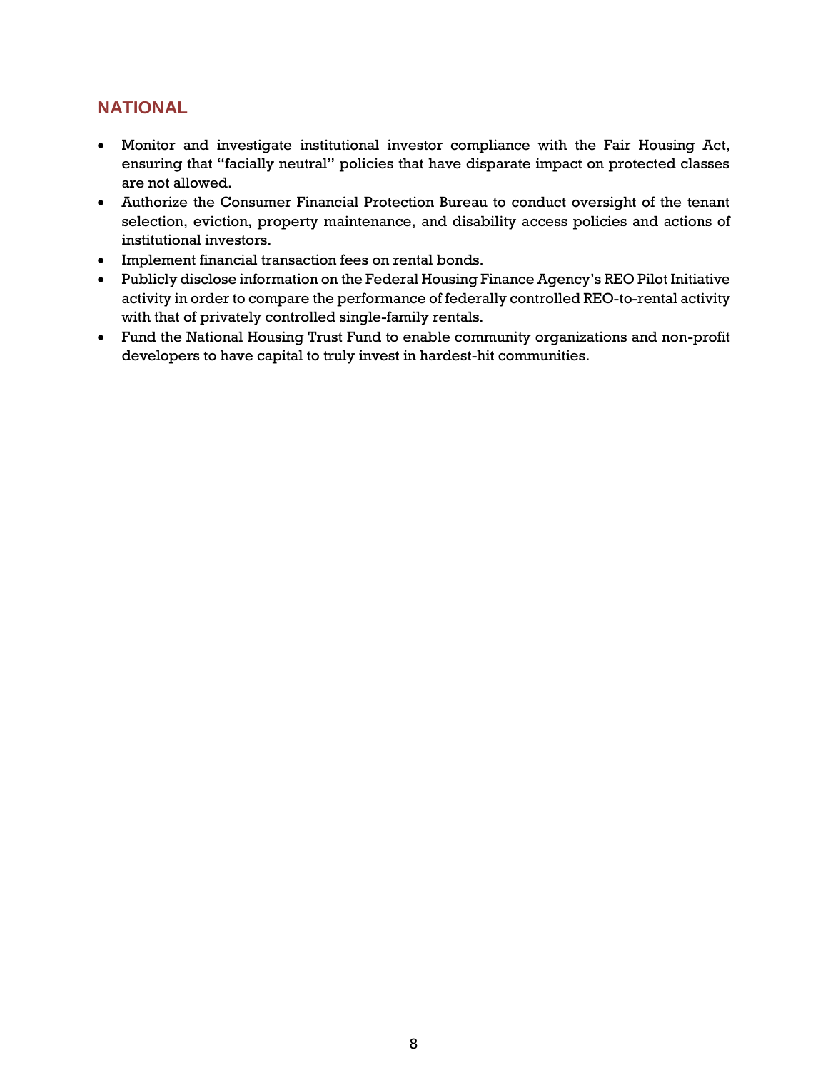## NATIONAL

- Monitor and investigate institutional investor compliance with the Fair Housing Act, ensuring that "facially neutral" policies that have disparate impact on protected classes are not allowed.
- Authorize the Consumer Financial Protection Bureau to conduct oversight of the tenant selection, eviction, property maintenance, and disability access policies and actions of institutional investors.
- Implement financial transaction fees on rental bonds.
- Publicly disclose information on the Federal Housing Finance Agency's REO Pilot Initiative activity in order to compare the performance of federally controlled REO-to-rental activity with that of privately controlled single-family rentals.
- Fund the National Housing Trust Fund to enable community organizations and non-profit developers to have capital to truly invest in hardest-hit communities.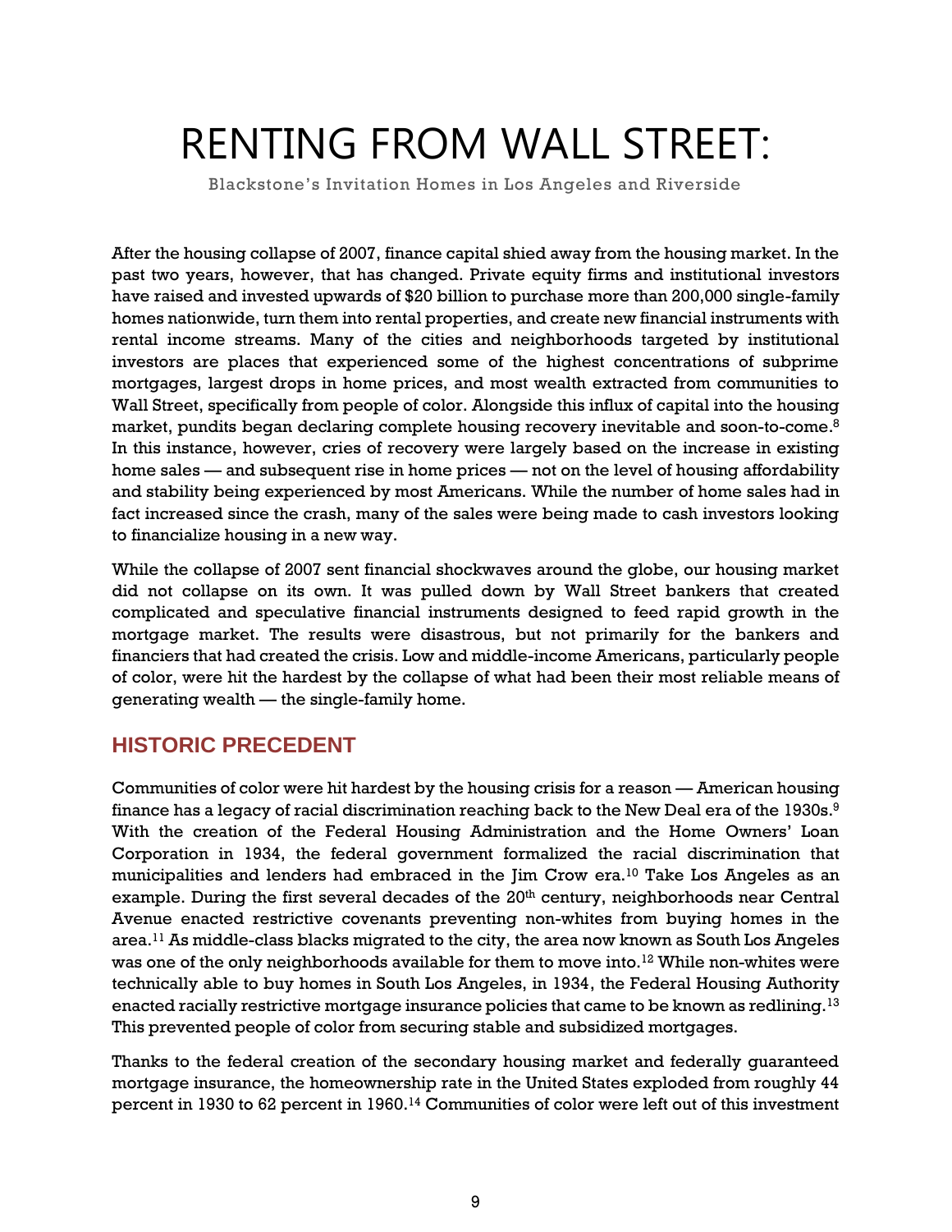# RENTING FROM WALL STREET:

Blackstone's Invitation Homes in Los Angeles and Riverside

After the housing collapse of 2007, finance capital shied away from the housing market. In the past two years, however, that has changed. Private equity firms and institutional investors have raised and invested upwards of $20 billion to purchase more than 200,000 single-family homes nationwide, turn them into rental properties, and create new financial instruments with rental income streams. Many of the cities and neighborhoods targeted by institutional investors are places that experienced some of the highest concentrations of subprime mortgages, largest drops in home prices, and most wealth extracted from communities to Wall Street, specifically from people of color. Alongside this influx of capital into the housing market, pundits began declaring complete housing recovery inevitable and soon-to-come.[8] In this instance, however, cries of recovery were largely based on the increase in existing home sales — and subsequent rise in home prices — not on the level of housing affordability and stability being experienced by most Americans. While the number of home sales had in fact increased since the crash, many of the sales were being made to cash investors looking to financialize housing in a new way.

While the collapse of 2007 sent financial shockwaves around the globe, our housing market did not collapse on its own. It was pulled down by Wall Street bankers that created complicated and speculative financial instruments designed to feed rapid growth in the mortgage market. The results were disastrous, but not primarily for the bankers and financiers that had created the crisis. Low and middle-income Americans, particularly people of color, were hit the hardest by the collapse of what had been their most reliable means of generating wealth — the single-family home.

## HISTORIC PRECEDENT

Communities of color were hit hardest by the housing crisis for a reason — American housing finance has a legacy of racial discrimination reaching back to the New Deal era of the 1930s.[9] With the creation of the Federal Housing Administration and the Home Owners' Loan Corporation in 1934, the federal government formalized the racial discrimination that municipalities and lenders had embraced in the Jim Crow era.[10] Take Los Angeles as an example. During the first several decades of the 20th century, neighborhoods near Central Avenue enacted restrictive covenants preventing non-whites from buying homes in the area.[11] As middle-class blacks migrated to the city, the area now known as South Los Angeles was one of the only neighborhoods available for them to move into.[12] While non-whites were technically able to buy homes in South Los Angeles, in 1934, the Federal Housing Authority enacted racially restrictive mortgage insurance policies that came to be known as redlining.[13] This prevented people of color from securing stable and subsidized mortgages.

Thanks to the federal creation of the secondary housing market and federally guaranteed mortgage insurance, the homeownership rate in the United States exploded from roughly 44 percent in 1930 to 62 percent in 1960.[14] Communities of color were left out of this investment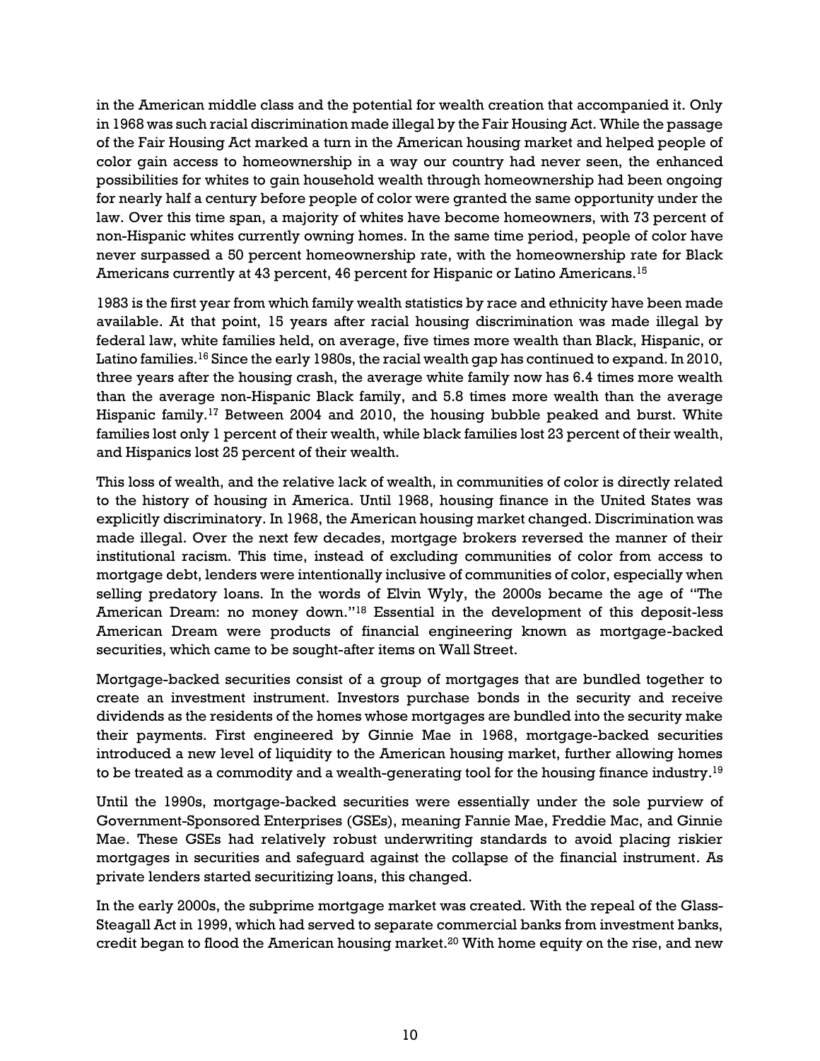in the American middle class and the potential for wealth creation that accompanied it. Only in 1968 was such racial discrimination made illegal by the Fair Housing Act. While the passage of the Fair Housing Act marked a turn in the American housing market and helped people of color gain access to homeownership in a way our country had never seen, the enhanced possibilities for whites to gain household wealth through homeownership had been ongoing for nearly half a century before people of color were granted the same opportunity under the law. Over this time span, a majority of whites have become homeowners, with 73 percent of non-Hispanic whites currently owning homes. In the same time period, people of color have never surpassed a 50 percent homeownership rate, with the homeownership rate for Black Americans currently at 43 percent, 46 percent for Hispanic or Latino Americans.[15]

1983 is the first year from which family wealth statistics by race and ethnicity have been made available. At that point, 15 years after racial housing discrimination was made illegal by federal law, white families held, on average, five times more wealth than Black, Hispanic, or Latino families.[16] Since the early 1980s, the racial wealth gap has continued to expand. In 2010, three years after the housing crash, the average white family now has 6.4 times more wealth than the average non-Hispanic Black family, and 5.8 times more wealth than the average Hispanic family.[17] Between 2004 and 2010, the housing bubble peaked and burst. White families lost only 1 percent of their wealth, while black families lost 23 percent of their wealth, and Hispanics lost 25 percent of their wealth.

This loss of wealth, and the relative lack of wealth, in communities of color is directly related to the history of housing in America. Until 1968, housing finance in the United States was explicitly discriminatory. In 1968, the American housing market changed. Discrimination was made illegal. Over the next few decades, mortgage brokers reversed the manner of their institutional racism. This time, instead of excluding communities of color from access to mortgage debt, lenders were intentionally inclusive of communities of color, especially when selling predatory loans. In the words of Elvin Wyly, the 2000s became the age of "The American Dream: no money down."[18] Essential in the development of this deposit-less American Dream were products of financial engineering known as mortgage-backed securities, which came to be sought-after items on Wall Street.

Mortgage-backed securities consist of a group of mortgages that are bundled together to create an investment instrument. Investors purchase bonds in the security and receive dividends as the residents of the homes whose mortgages are bundled into the security make their payments. First engineered by Ginnie Mae in 1968, mortgage-backed securities introduced a new level of liquidity to the American housing market, further allowing homes to be treated as a commodity and a wealth-generating tool for the housing finance industry.[19]

Until the 1990s, mortgage-backed securities were essentially under the sole purview of Government-Sponsored Enterprises (GSEs), meaning Fannie Mae, Freddie Mac, and Ginnie Mae. These GSEs had relatively robust underwriting standards to avoid placing riskier mortgages in securities and safeguard against the collapse of the financial instrument. As private lenders started securitizing loans, this changed.

In the early 2000s, the subprime mortgage market was created. With the repeal of the Glass-Steagall Act in 1999, which had served to separate commercial banks from investment banks, credit began to flood the American housing market.[20] With home equity on the rise, and new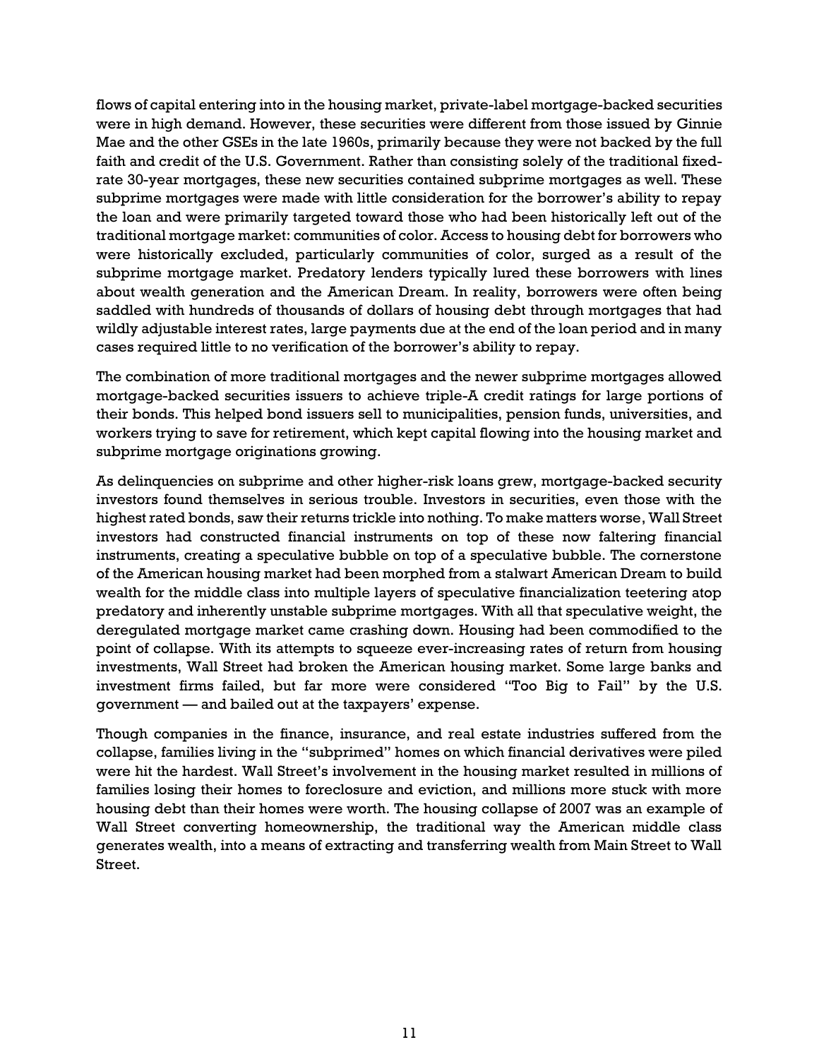flows of capital entering into in the housing market, private-label mortgage-backed securities were in high demand. However, these securities were different from those issued by Ginnie Mae and the other GSEs in the late 1960s, primarily because they were not backed by the full faith and credit of the U.S. Government. Rather than consisting solely of the traditional fixed-rate 30-year mortgages, these new securities contained subprime mortgages as well. These subprime mortgages were made with little consideration for the borrower's ability to repay the loan and were primarily targeted toward those who had been historically left out of the traditional mortgage market: communities of color. Access to housing debt for borrowers who were historically excluded, particularly communities of color, surged as a result of the subprime mortgage market. Predatory lenders typically lured these borrowers with lines about wealth generation and the American Dream. In reality, borrowers were often being saddled with hundreds of thousands of dollars of housing debt through mortgages that had wildly adjustable interest rates, large payments due at the end of the loan period and in many cases required little to no verification of the borrower's ability to repay.

The combination of more traditional mortgages and the newer subprime mortgages allowed mortgage-backed securities issuers to achieve triple-A credit ratings for large portions of their bonds. This helped bond issuers sell to municipalities, pension funds, universities, and workers trying to save for retirement, which kept capital flowing into the housing market and subprime mortgage originations growing.

As delinquencies on subprime and other higher-risk loans grew, mortgage-backed security investors found themselves in serious trouble. Investors in securities, even those with the highest rated bonds, saw their returns trickle into nothing. To make matters worse, Wall Street investors had constructed financial instruments on top of these now faltering financial instruments, creating a speculative bubble on top of a speculative bubble. The cornerstone of the American housing market had been morphed from a stalwart American Dream to build wealth for the middle class into multiple layers of speculative financialization teetering atop predatory and inherently unstable subprime mortgages. With all that speculative weight, the deregulated mortgage market came crashing down. Housing had been commodified to the point of collapse. With its attempts to squeeze ever-increasing rates of return from housing investments, Wall Street had broken the American housing market. Some large banks and investment firms failed, but far more were considered "Too Big to Fail" by the U.S. government — and bailed out at the taxpayers' expense.

Though companies in the finance, insurance, and real estate industries suffered from the collapse, families living in the "subprimed" homes on which financial derivatives were piled were hit the hardest. Wall Street's involvement in the housing market resulted in millions of families losing their homes to foreclosure and eviction, and millions more stuck with more housing debt than their homes were worth. The housing collapse of 2007 was an example of Wall Street converting homeownership, the traditional way the American middle class generates wealth, into a means of extracting and transferring wealth from Main Street to Wall Street.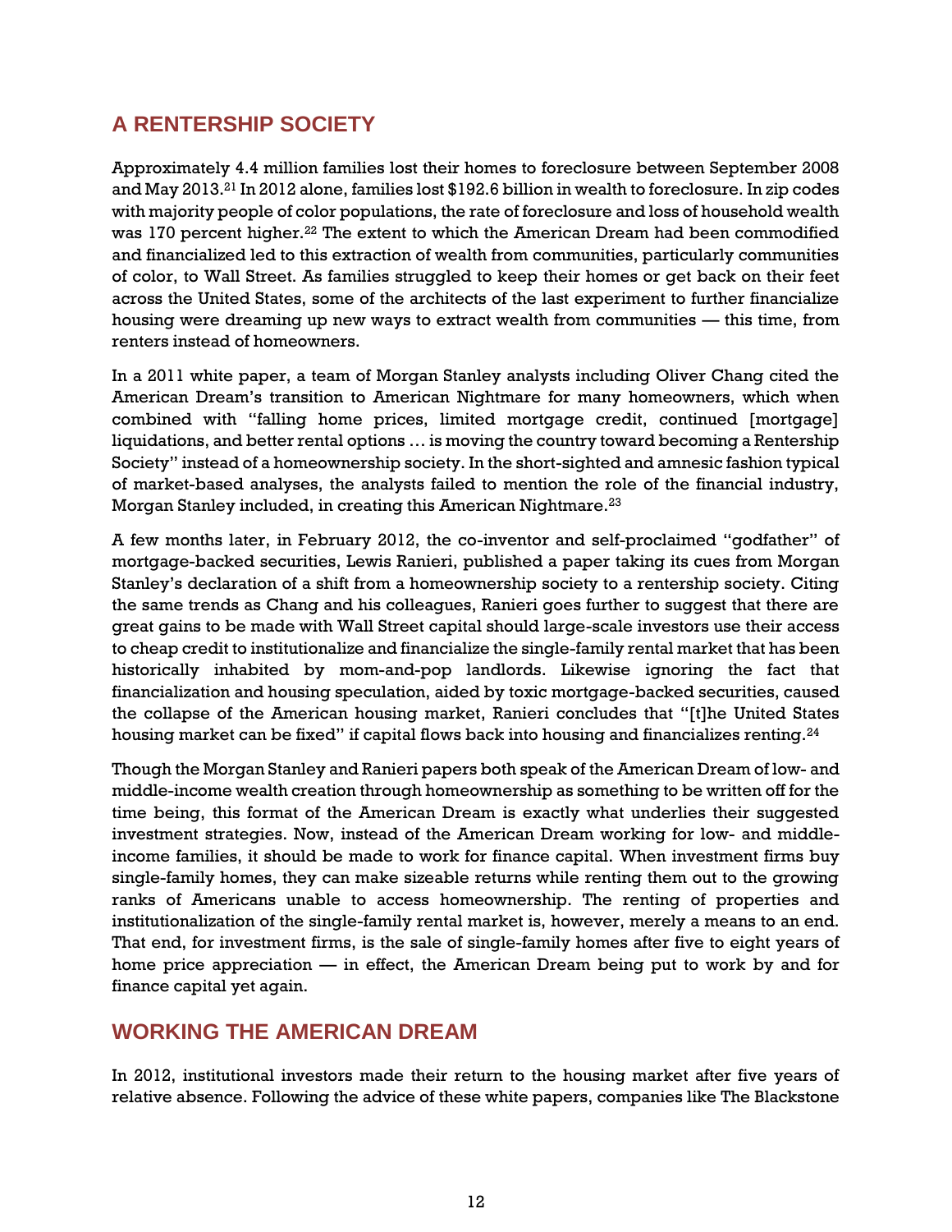## A RENTERSHIP SOCIETY

Approximately 4.4 million families lost their homes to foreclosure between September 2008 and May 2013.[21] In 2012 alone, families lost $192.6 billion in wealth to foreclosure. In zip codes with majority people of color populations, the rate of foreclosure and loss of household wealth was 170 percent higher.[22] The extent to which the American Dream had been commodified and financialized led to this extraction of wealth from communities, particularly communities of color, to Wall Street. As families struggled to keep their homes or get back on their feet across the United States, some of the architects of the last experiment to further financialize housing were dreaming up new ways to extract wealth from communities — this time, from renters instead of homeowners.

In a 2011 white paper, a team of Morgan Stanley analysts including Oliver Chang cited the American Dream's transition to American Nightmare for many homeowners, which when combined with "falling home prices, limited mortgage credit, continued [mortgage] liquidations, and better rental options … is moving the country toward becoming a Rentership Society" instead of a homeownership society. In the short-sighted and amnesic fashion typical of market-based analyses, the analysts failed to mention the role of the financial industry, Morgan Stanley included, in creating this American Nightmare.[23]

A few months later, in February 2012, the co-inventor and self-proclaimed "godfather" of mortgage-backed securities, Lewis Ranieri, published a paper taking its cues from Morgan Stanley's declaration of a shift from a homeownership society to a rentership society. Citing the same trends as Chang and his colleagues, Ranieri goes further to suggest that there are great gains to be made with Wall Street capital should large-scale investors use their access to cheap credit to institutionalize and financialize the single-family rental market that has been historically inhabited by mom-and-pop landlords. Likewise ignoring the fact that financialization and housing speculation, aided by toxic mortgage-backed securities, caused the collapse of the American housing market, Ranieri concludes that "[t]he United States housing market can be fixed" if capital flows back into housing and financializes renting.[24]

Though the Morgan Stanley and Ranieri papers both speak of the American Dream of low- and middle-income wealth creation through homeownership as something to be written off for the time being, this format of the American Dream is exactly what underlies their suggested investment strategies. Now, instead of the American Dream working for low- and middle-income families, it should be made to work for finance capital. When investment firms buy single-family homes, they can make sizeable returns while renting them out to the growing ranks of Americans unable to access homeownership. The renting of properties and institutionalization of the single-family rental market is, however, merely a means to an end. That end, for investment firms, is the sale of single-family homes after five to eight years of home price appreciation — in effect, the American Dream being put to work by and for finance capital yet again.

## WORKING THE AMERICAN DREAM

In 2012, institutional investors made their return to the housing market after five years of relative absence. Following the advice of these white papers, companies like The Blackstone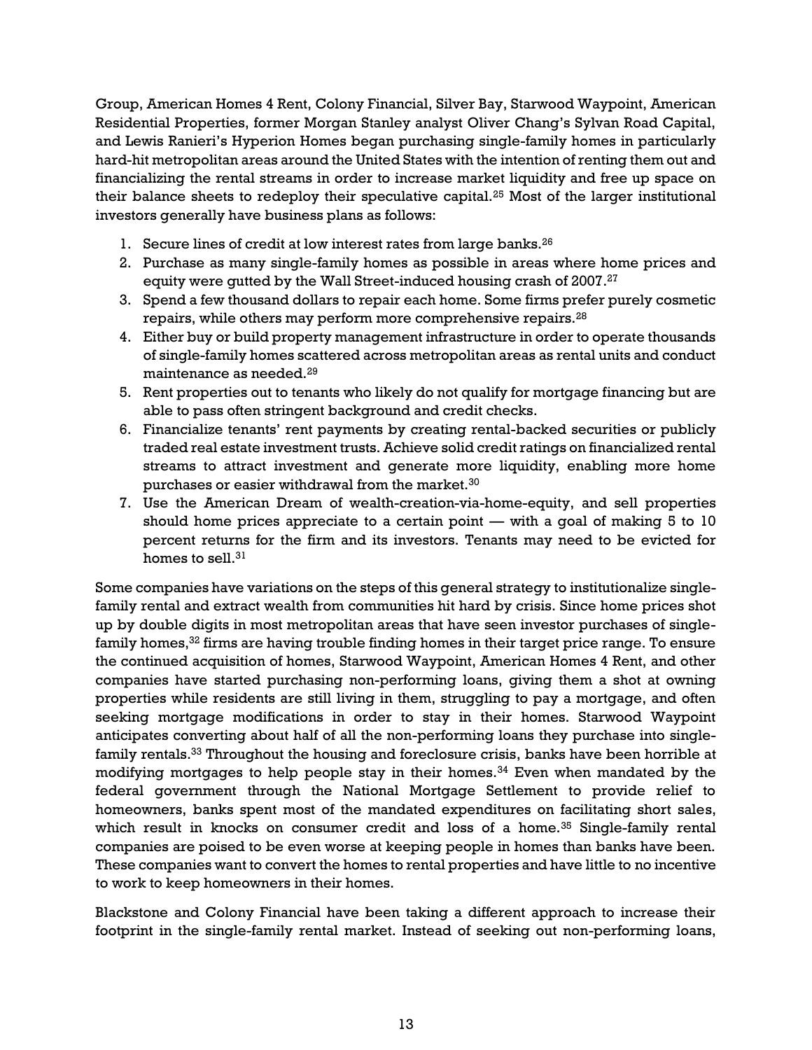Group, American Homes 4 Rent, Colony Financial, Silver Bay, Starwood Waypoint, American Residential Properties, former Morgan Stanley analyst Oliver Chang's Sylvan Road Capital, and Lewis Ranieri's Hyperion Homes began purchasing single-family homes in particularly hard-hit metropolitan areas around the United States with the intention of renting them out and financializing the rental streams in order to increase market liquidity and free up space on their balance sheets to redeploy their speculative capital.[25] Most of the larger institutional investors generally have business plans as follows:

1. Secure lines of credit at low interest rates from large banks.[26]
2. Purchase as many single-family homes as possible in areas where home prices and equity were gutted by the Wall Street-induced housing crash of 2007.[27]
3. Spend a few thousand dollars to repair each home. Some firms prefer purely cosmetic repairs, while others may perform more comprehensive repairs.[28]
4. Either buy or build property management infrastructure in order to operate thousands of single-family homes scattered across metropolitan areas as rental units and conduct maintenance as needed.[29]
5. Rent properties out to tenants who likely do not qualify for mortgage financing but are able to pass often stringent background and credit checks.
6. Financialize tenants' rent payments by creating rental-backed securities or publicly traded real estate investment trusts. Achieve solid credit ratings on financialized rental streams to attract investment and generate more liquidity, enabling more home purchases or easier withdrawal from the market.[30]
7. Use the American Dream of wealth-creation-via-home-equity, and sell properties should home prices appreciate to a certain point — with a goal of making 5 to 10 percent returns for the firm and its investors. Tenants may need to be evicted for homes to sell.[31]

Some companies have variations on the steps of this general strategy to institutionalize single-family rental and extract wealth from communities hit hard by crisis. Since home prices shot up by double digits in most metropolitan areas that have seen investor purchases of single-family homes,[32] firms are having trouble finding homes in their target price range. To ensure the continued acquisition of homes, Starwood Waypoint, American Homes 4 Rent, and other companies have started purchasing non-performing loans, giving them a shot at owning properties while residents are still living in them, struggling to pay a mortgage, and often seeking mortgage modifications in order to stay in their homes. Starwood Waypoint anticipates converting about half of all the non-performing loans they purchase into single-family rentals.[33] Throughout the housing and foreclosure crisis, banks have been horrible at modifying mortgages to help people stay in their homes.[34] Even when mandated by the federal government through the National Mortgage Settlement to provide relief to homeowners, banks spent most of the mandated expenditures on facilitating short sales, which result in knocks on consumer credit and loss of a home.[35] Single-family rental companies are poised to be even worse at keeping people in homes than banks have been. These companies want to convert the homes to rental properties and have little to no incentive to work to keep homeowners in their homes.

Blackstone and Colony Financial have been taking a different approach to increase their footprint in the single-family rental market. Instead of seeking out non-performing loans,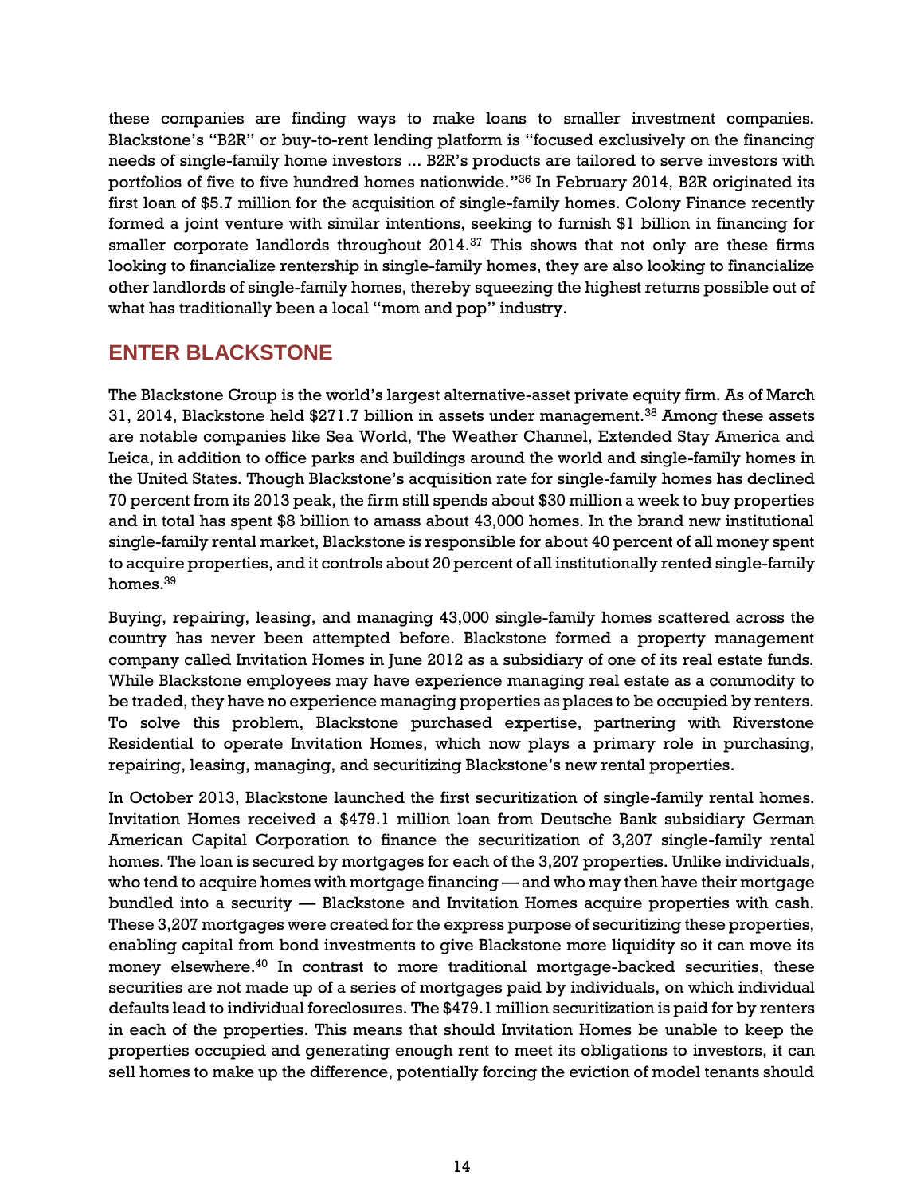these companies are finding ways to make loans to smaller investment companies. Blackstone's "B2R" or buy-to-rent lending platform is "focused exclusively on the financing needs of single-family home investors ... B2R's products are tailored to serve investors with portfolios of five to five hundred homes nationwide."[36] In February 2014, B2R originated its first loan of $5.7 million for the acquisition of single-family homes. Colony Finance recently formed a joint venture with similar intentions, seeking to furnish $1 billion in financing for smaller corporate landlords throughout 2014.[37] This shows that not only are these firms looking to financialize rentership in single-family homes, they are also looking to financialize other landlords of single-family homes, thereby squeezing the highest returns possible out of what has traditionally been a local "mom and pop" industry.

## ENTER BLACKSTONE

The Blackstone Group is the world's largest alternative-asset private equity firm. As of March 31, 2014, Blackstone held $271.7 billion in assets under management.[38] Among these assets are notable companies like Sea World, The Weather Channel, Extended Stay America and Leica, in addition to office parks and buildings around the world and single-family homes in the United States. Though Blackstone's acquisition rate for single-family homes has declined 70 percent from its 2013 peak, the firm still spends about $30 million a week to buy properties and in total has spent $8 billion to amass about 43,000 homes. In the brand new institutional single-family rental market, Blackstone is responsible for about 40 percent of all money spent to acquire properties, and it controls about 20 percent of all institutionally rented single-family homes.[39]

Buying, repairing, leasing, and managing 43,000 single-family homes scattered across the country has never been attempted before. Blackstone formed a property management company called Invitation Homes in June 2012 as a subsidiary of one of its real estate funds. While Blackstone employees may have experience managing real estate as a commodity to be traded, they have no experience managing properties as places to be occupied by renters. To solve this problem, Blackstone purchased expertise, partnering with Riverstone Residential to operate Invitation Homes, which now plays a primary role in purchasing, repairing, leasing, managing, and securitizing Blackstone's new rental properties.

In October 2013, Blackstone launched the first securitization of single-family rental homes. Invitation Homes received a $479.1 million loan from Deutsche Bank subsidiary German American Capital Corporation to finance the securitization of 3,207 single-family rental homes. The loan is secured by mortgages for each of the 3,207 properties. Unlike individuals, who tend to acquire homes with mortgage financing — and who may then have their mortgage bundled into a security — Blackstone and Invitation Homes acquire properties with cash. These 3,207 mortgages were created for the express purpose of securitizing these properties, enabling capital from bond investments to give Blackstone more liquidity so it can move its money elsewhere.[40] In contrast to more traditional mortgage-backed securities, these securities are not made up of a series of mortgages paid by individuals, on which individual defaults lead to individual foreclosures. The $479.1 million securitization is paid for by renters in each of the properties. This means that should Invitation Homes be unable to keep the properties occupied and generating enough rent to meet its obligations to investors, it can sell homes to make up the difference, potentially forcing the eviction of model tenants should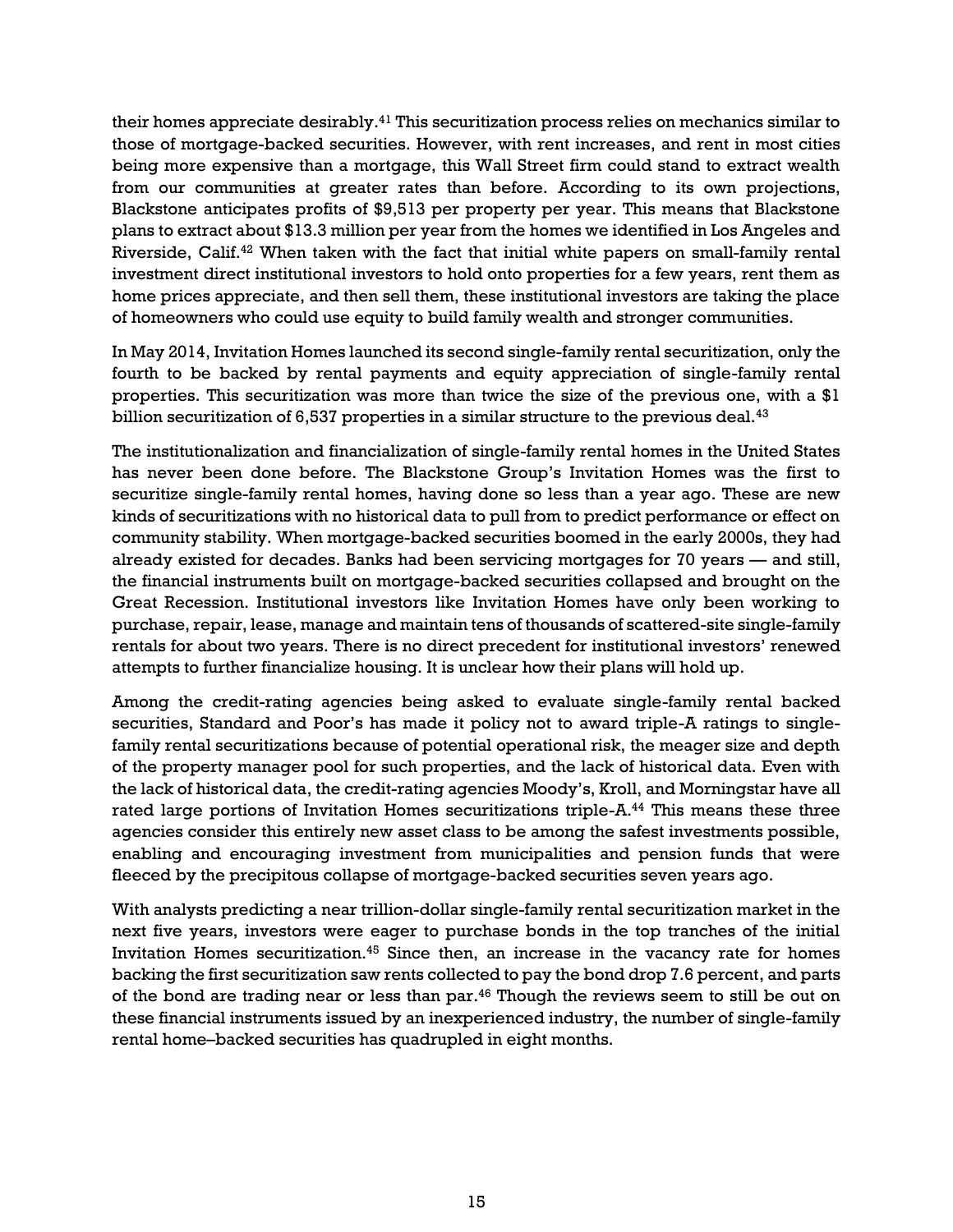their homes appreciate desirably.[41] This securitization process relies on mechanics similar to those of mortgage-backed securities. However, with rent increases, and rent in most cities being more expensive than a mortgage, this Wall Street firm could stand to extract wealth from our communities at greater rates than before. According to its own projections, Blackstone anticipates profits of $9,513 per property per year. This means that Blackstone plans to extract about $13.3 million per year from the homes we identified in Los Angeles and Riverside, Calif.[42] When taken with the fact that initial white papers on small-family rental investment direct institutional investors to hold onto properties for a few years, rent them as home prices appreciate, and then sell them, these institutional investors are taking the place of homeowners who could use equity to build family wealth and stronger communities.

In May 2014, Invitation Homes launched its second single-family rental securitization, only the fourth to be backed by rental payments and equity appreciation of single-family rental properties. This securitization was more than twice the size of the previous one, with a $1 billion securitization of 6,537 properties in a similar structure to the previous deal.[43]

The institutionalization and financialization of single-family rental homes in the United States has never been done before. The Blackstone Group's Invitation Homes was the first to securitize single-family rental homes, having done so less than a year ago. These are new kinds of securitizations with no historical data to pull from to predict performance or effect on community stability. When mortgage-backed securities boomed in the early 2000s, they had already existed for decades. Banks had been servicing mortgages for 70 years — and still, the financial instruments built on mortgage-backed securities collapsed and brought on the Great Recession. Institutional investors like Invitation Homes have only been working to purchase, repair, lease, manage and maintain tens of thousands of scattered-site single-family rentals for about two years. There is no direct precedent for institutional investors' renewed attempts to further financialize housing. It is unclear how their plans will hold up.

Among the credit-rating agencies being asked to evaluate single-family rental backed securities, Standard and Poor's has made it policy not to award triple-A ratings to single-family rental securitizations because of potential operational risk, the meager size and depth of the property manager pool for such properties, and the lack of historical data. Even with the lack of historical data, the credit-rating agencies Moody's, Kroll, and Morningstar have all rated large portions of Invitation Homes securitizations triple-A.[44] This means these three agencies consider this entirely new asset class to be among the safest investments possible, enabling and encouraging investment from municipalities and pension funds that were fleeced by the precipitous collapse of mortgage-backed securities seven years ago.

With analysts predicting a near trillion-dollar single-family rental securitization market in the next five years, investors were eager to purchase bonds in the top tranches of the initial Invitation Homes securitization.[45] Since then, an increase in the vacancy rate for homes backing the first securitization saw rents collected to pay the bond drop 7.6 percent, and parts of the bond are trading near or less than par.[46] Though the reviews seem to still be out on these financial instruments issued by an inexperienced industry, the number of single-family rental home–backed securities has quadrupled in eight months.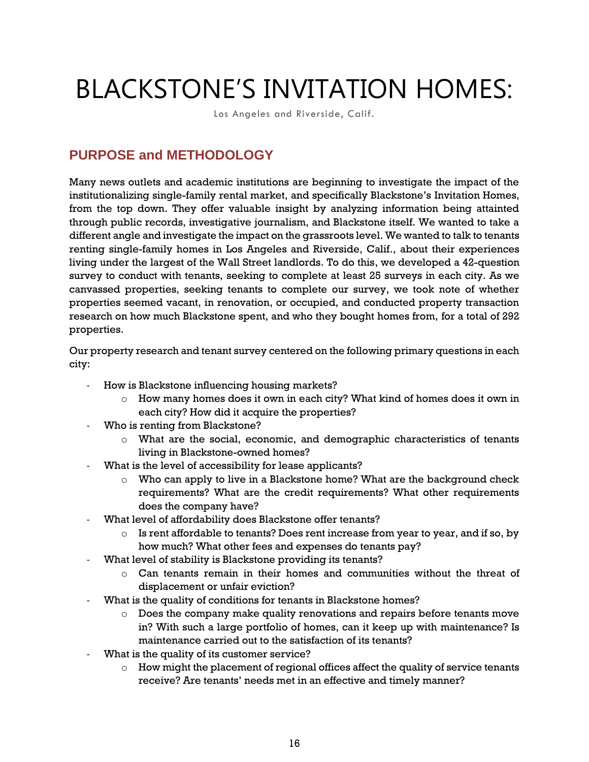# BLACKSTONE'S INVITATION HOMES:

Los Angeles and Riverside, Calif.

## PURPOSE and METHODOLOGY

Many news outlets and academic institutions are beginning to investigate the impact of the institutionalizing single-family rental market, and specifically Blackstone's Invitation Homes, from the top down. They offer valuable insight by analyzing information being attainted through public records, investigative journalism, and Blackstone itself. We wanted to take a different angle and investigate the impact on the grassroots level. We wanted to talk to tenants renting single-family homes in Los Angeles and Riverside, Calif., about their experiences living under the largest of the Wall Street landlords. To do this, we developed a 42-question survey to conduct with tenants, seeking to complete at least 25 surveys in each city. As we canvassed properties, seeking tenants to complete our survey, we took note of whether properties seemed vacant, in renovation, or occupied, and conducted property transaction research on how much Blackstone spent, and who they bought homes from, for a total of 292 properties.

Our property research and tenant survey centered on the following primary questions in each city:

- How is Blackstone influencing housing markets?
  - How many homes does it own in each city? What kind of homes does it own in each city? How did it acquire the properties?
- Who is renting from Blackstone?
  - What are the social, economic, and demographic characteristics of tenants living in Blackstone-owned homes?
- What is the level of accessibility for lease applicants?
  - Who can apply to live in a Blackstone home? What are the background check requirements? What are the credit requirements? What other requirements does the company have?
- What level of affordability does Blackstone offer tenants?
  - Is rent affordable to tenants? Does rent increase from year to year, and if so, by how much? What other fees and expenses do tenants pay?
- What level of stability is Blackstone providing its tenants?
  - Can tenants remain in their homes and communities without the threat of displacement or unfair eviction?
- What is the quality of conditions for tenants in Blackstone homes?
  - Does the company make quality renovations and repairs before tenants move in? With such a large portfolio of homes, can it keep up with maintenance? Is maintenance carried out to the satisfaction of its tenants?
- What is the quality of its customer service?
  - How might the placement of regional offices affect the quality of service tenants receive? Are tenants' needs met in an effective and timely manner?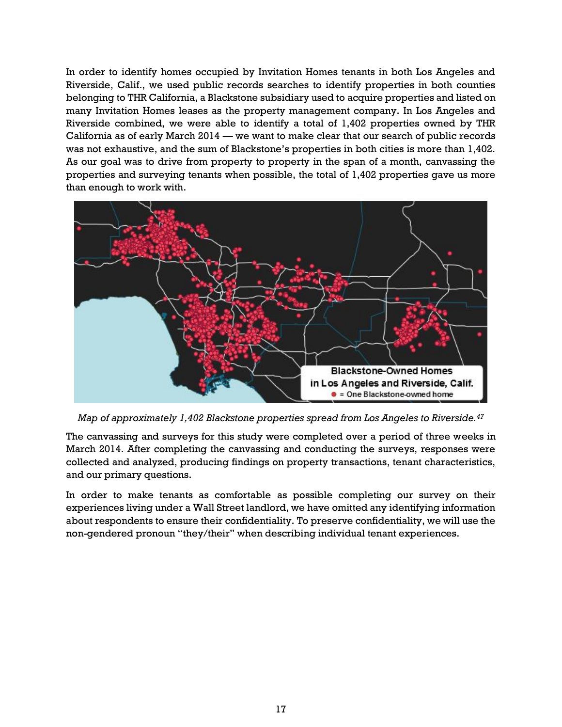In order to identify homes occupied by Invitation Homes tenants in both Los Angeles and Riverside, Calif., we used public records searches to identify properties in both counties belonging to THR California, a Blackstone subsidiary used to acquire properties and listed on many Invitation Homes leases as the property management company. In Los Angeles and Riverside combined, we were able to identify a total of 1,402 properties owned by THR California as of early March 2014 — we want to make clear that our search of public records was not exhaustive, and the sum of Blackstone's properties in both cities is more than 1,402. As our goal was to drive from property to property in the span of a month, canvassing the properties and surveying tenants when possible, the total of 1,402 properties gave us more than enough to work with.

*Map of approximately 1,402 Blackstone properties spread from Los Angeles to Riverside.[47]*

The canvassing and surveys for this study were completed over a period of three weeks in March 2014. After completing the canvassing and conducting the surveys, responses were collected and analyzed, producing findings on property transactions, tenant characteristics, and our primary questions.

In order to make tenants as comfortable as possible completing our survey on their experiences living under a Wall Street landlord, we have omitted any identifying information about respondents to ensure their confidentiality. To preserve confidentiality, we will use the non-gendered pronoun "they/their" when describing individual tenant experiences.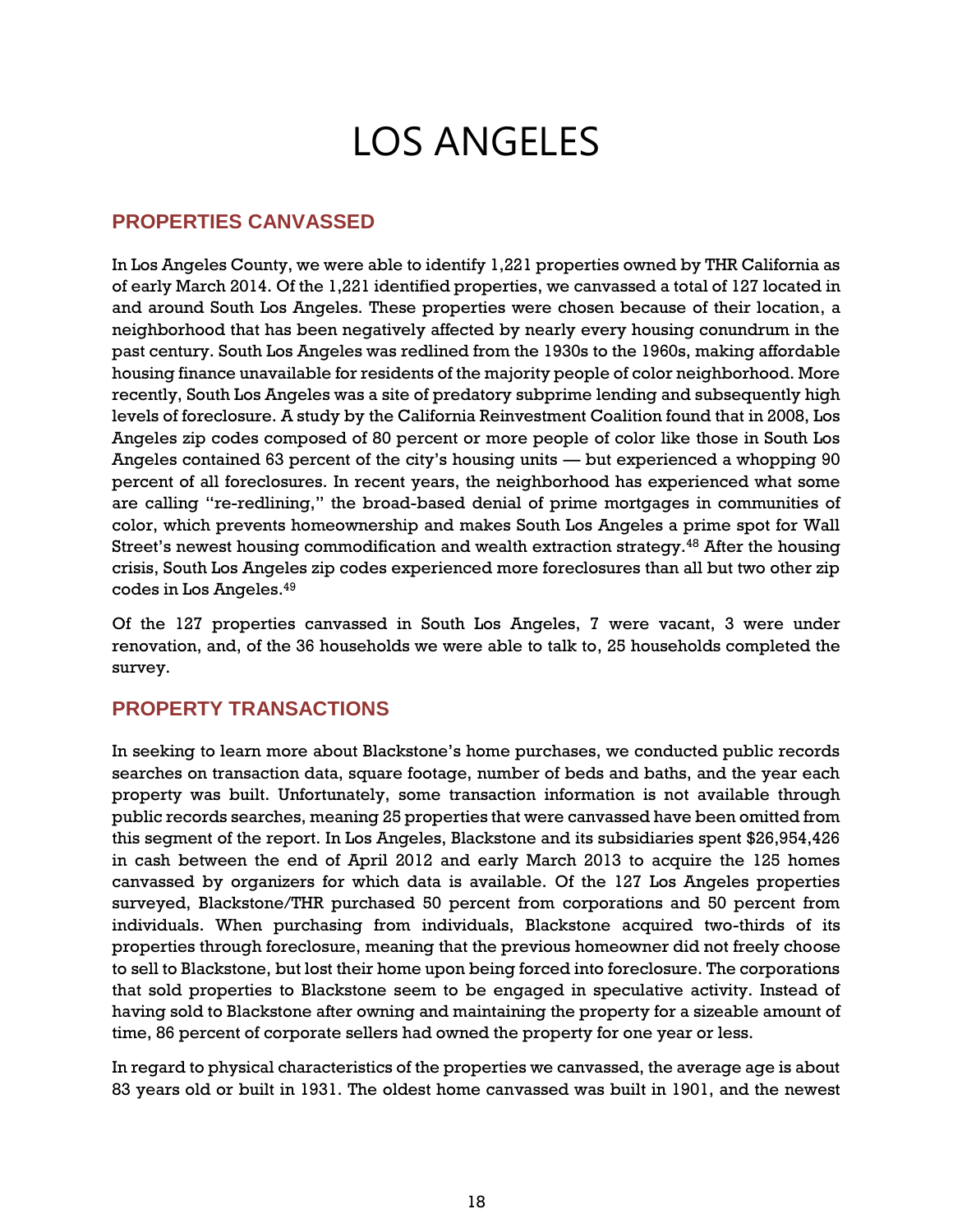# LOS ANGELES

## PROPERTIES CANVASSED

In Los Angeles County, we were able to identify 1,221 properties owned by THR California as of early March 2014. Of the 1,221 identified properties, we canvassed a total of 127 located in and around South Los Angeles. These properties were chosen because of their location, a neighborhood that has been negatively affected by nearly every housing conundrum in the past century. South Los Angeles was redlined from the 1930s to the 1960s, making affordable housing finance unavailable for residents of the majority people of color neighborhood. More recently, South Los Angeles was a site of predatory subprime lending and subsequently high levels of foreclosure. A study by the California Reinvestment Coalition found that in 2008, Los Angeles zip codes composed of 80 percent or more people of color like those in South Los Angeles contained 63 percent of the city's housing units — but experienced a whopping 90 percent of all foreclosures. In recent years, the neighborhood has experienced what some are calling "re-redlining," the broad-based denial of prime mortgages in communities of color, which prevents homeownership and makes South Los Angeles a prime spot for Wall Street's newest housing commodification and wealth extraction strategy.[48] After the housing crisis, South Los Angeles zip codes experienced more foreclosures than all but two other zip codes in Los Angeles.[49]

Of the 127 properties canvassed in South Los Angeles, 7 were vacant, 3 were under renovation, and, of the 36 households we were able to talk to, 25 households completed the survey.

## PROPERTY TRANSACTIONS

In seeking to learn more about Blackstone's home purchases, we conducted public records searches on transaction data, square footage, number of beds and baths, and the year each property was built. Unfortunately, some transaction information is not available through public records searches, meaning 25 properties that were canvassed have been omitted from this segment of the report. In Los Angeles, Blackstone and its subsidiaries spent $26,954,426 in cash between the end of April 2012 and early March 2013 to acquire the 125 homes canvassed by organizers for which data is available. Of the 127 Los Angeles properties surveyed, Blackstone/THR purchased 50 percent from corporations and 50 percent from individuals. When purchasing from individuals, Blackstone acquired two-thirds of its properties through foreclosure, meaning that the previous homeowner did not freely choose to sell to Blackstone, but lost their home upon being forced into foreclosure. The corporations that sold properties to Blackstone seem to be engaged in speculative activity. Instead of having sold to Blackstone after owning and maintaining the property for a sizeable amount of time, 86 percent of corporate sellers had owned the property for one year or less.

In regard to physical characteristics of the properties we canvassed, the average age is about 83 years old or built in 1931. The oldest home canvassed was built in 1901, and the newest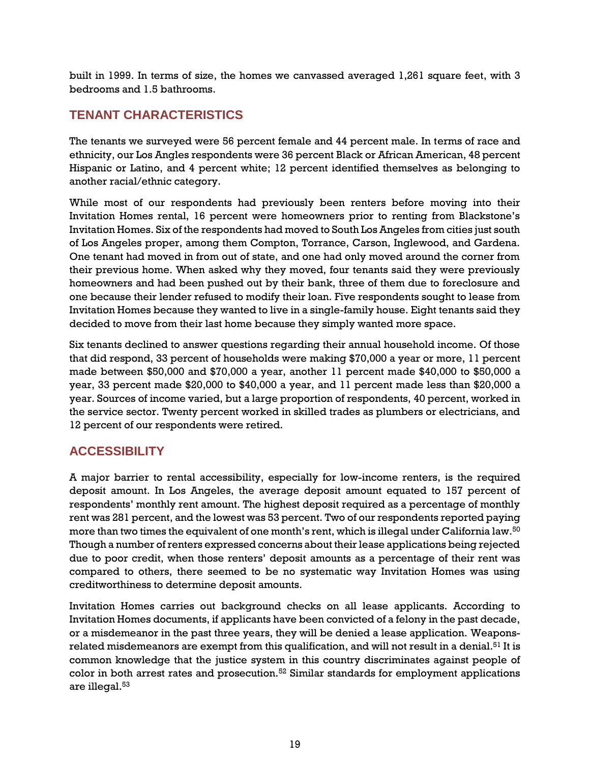built in 1999. In terms of size, the homes we canvassed averaged 1,261 square feet, with 3 bedrooms and 1.5 bathrooms.

## TENANT CHARACTERISTICS

The tenants we surveyed were 56 percent female and 44 percent male. In terms of race and ethnicity, our Los Angles respondents were 36 percent Black or African American, 48 percent Hispanic or Latino, and 4 percent white; 12 percent identified themselves as belonging to another racial/ethnic category.

While most of our respondents had previously been renters before moving into their Invitation Homes rental, 16 percent were homeowners prior to renting from Blackstone's Invitation Homes. Six of the respondents had moved to South Los Angeles from cities just south of Los Angeles proper, among them Compton, Torrance, Carson, Inglewood, and Gardena. One tenant had moved in from out of state, and one had only moved around the corner from their previous home. When asked why they moved, four tenants said they were previously homeowners and had been pushed out by their bank, three of them due to foreclosure and one because their lender refused to modify their loan. Five respondents sought to lease from Invitation Homes because they wanted to live in a single-family house. Eight tenants said they decided to move from their last home because they simply wanted more space.

Six tenants declined to answer questions regarding their annual household income. Of those that did respond, 33 percent of households were making $70,000 a year or more, 11 percent made between $50,000 and $70,000 a year, another 11 percent made $40,000 to $50,000 a year, 33 percent made $20,000 to $40,000 a year, and 11 percent made less than $20,000 a year. Sources of income varied, but a large proportion of respondents, 40 percent, worked in the service sector. Twenty percent worked in skilled trades as plumbers or electricians, and 12 percent of our respondents were retired.

## ACCESSIBILITY

A major barrier to rental accessibility, especially for low-income renters, is the required deposit amount. In Los Angeles, the average deposit amount equated to 157 percent of respondents' monthly rent amount. The highest deposit required as a percentage of monthly rent was 281 percent, and the lowest was 53 percent. Two of our respondents reported paying more than two times the equivalent of one month's rent, which is illegal under California law.[50] Though a number of renters expressed concerns about their lease applications being rejected due to poor credit, when those renters' deposit amounts as a percentage of their rent was compared to others, there seemed to be no systematic way Invitation Homes was using creditworthiness to determine deposit amounts.

Invitation Homes carries out background checks on all lease applicants. According to Invitation Homes documents, if applicants have been convicted of a felony in the past decade, or a misdemeanor in the past three years, they will be denied a lease application. Weapons-related misdemeanors are exempt from this qualification, and will not result in a denial.[51] It is common knowledge that the justice system in this country discriminates against people of color in both arrest rates and prosecution.[52] Similar standards for employment applications are illegal.[53]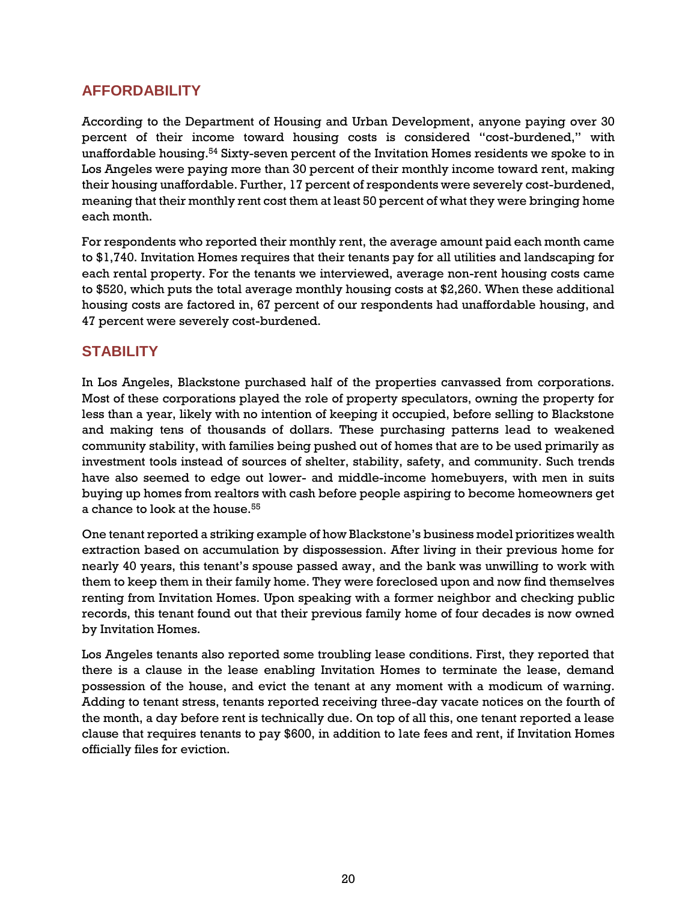## AFFORDABILITY

According to the Department of Housing and Urban Development, anyone paying over 30 percent of their income toward housing costs is considered "cost-burdened," with unaffordable housing.[54] Sixty-seven percent of the Invitation Homes residents we spoke to in Los Angeles were paying more than 30 percent of their monthly income toward rent, making their housing unaffordable. Further, 17 percent of respondents were severely cost-burdened, meaning that their monthly rent cost them at least 50 percent of what they were bringing home each month.

For respondents who reported their monthly rent, the average amount paid each month came to $1,740. Invitation Homes requires that their tenants pay for all utilities and landscaping for each rental property. For the tenants we interviewed, average non-rent housing costs came to $520, which puts the total average monthly housing costs at $2,260. When these additional housing costs are factored in, 67 percent of our respondents had unaffordable housing, and 47 percent were severely cost-burdened.

## STABILITY

In Los Angeles, Blackstone purchased half of the properties canvassed from corporations. Most of these corporations played the role of property speculators, owning the property for less than a year, likely with no intention of keeping it occupied, before selling to Blackstone and making tens of thousands of dollars. These purchasing patterns lead to weakened community stability, with families being pushed out of homes that are to be used primarily as investment tools instead of sources of shelter, stability, safety, and community. Such trends have also seemed to edge out lower- and middle-income homebuyers, with men in suits buying up homes from realtors with cash before people aspiring to become homeowners get a chance to look at the house.[55]

One tenant reported a striking example of how Blackstone's business model prioritizes wealth extraction based on accumulation by dispossession. After living in their previous home for nearly 40 years, this tenant's spouse passed away, and the bank was unwilling to work with them to keep them in their family home. They were foreclosed upon and now find themselves renting from Invitation Homes. Upon speaking with a former neighbor and checking public records, this tenant found out that their previous family home of four decades is now owned by Invitation Homes.

Los Angeles tenants also reported some troubling lease conditions. First, they reported that there is a clause in the lease enabling Invitation Homes to terminate the lease, demand possession of the house, and evict the tenant at any moment with a modicum of warning. Adding to tenant stress, tenants reported receiving three-day vacate notices on the fourth of the month, a day before rent is technically due. On top of all this, one tenant reported a lease clause that requires tenants to pay $600, in addition to late fees and rent, if Invitation Homes officially files for eviction.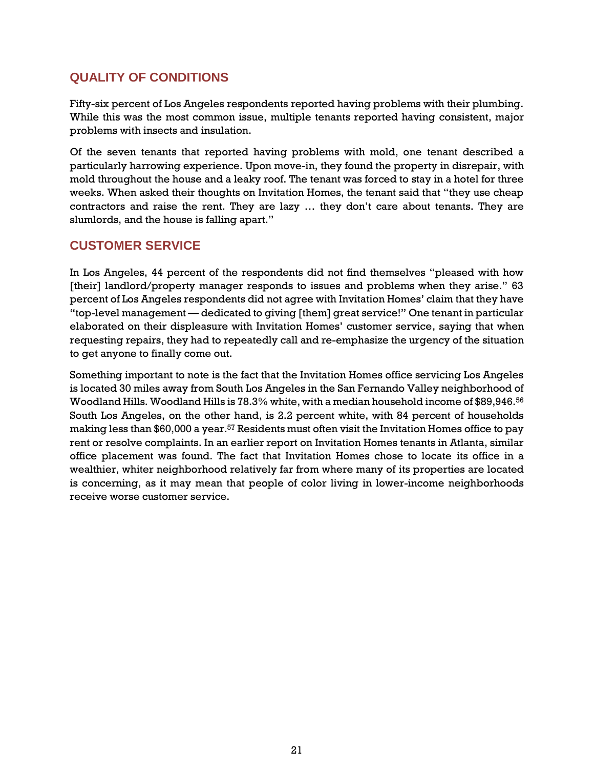## QUALITY OF CONDITIONS

Fifty-six percent of Los Angeles respondents reported having problems with their plumbing. While this was the most common issue, multiple tenants reported having consistent, major problems with insects and insulation.

Of the seven tenants that reported having problems with mold, one tenant described a particularly harrowing experience. Upon move-in, they found the property in disrepair, with mold throughout the house and a leaky roof. The tenant was forced to stay in a hotel for three weeks. When asked their thoughts on Invitation Homes, the tenant said that "they use cheap contractors and raise the rent. They are lazy … they don't care about tenants. They are slumlords, and the house is falling apart."

## CUSTOMER SERVICE

In Los Angeles, 44 percent of the respondents did not find themselves "pleased with how [their] landlord/property manager responds to issues and problems when they arise." 63 percent of Los Angeles respondents did not agree with Invitation Homes' claim that they have "top-level management — dedicated to giving [them] great service!" One tenant in particular elaborated on their displeasure with Invitation Homes' customer service, saying that when requesting repairs, they had to repeatedly call and re-emphasize the urgency of the situation to get anyone to finally come out.

Something important to note is the fact that the Invitation Homes office servicing Los Angeles is located 30 miles away from South Los Angeles in the San Fernando Valley neighborhood of Woodland Hills. Woodland Hills is 78.3% white, with a median household income of $89,946.[56] South Los Angeles, on the other hand, is 2.2 percent white, with 84 percent of households making less than $60,000 a year.[57] Residents must often visit the Invitation Homes office to pay rent or resolve complaints. In an earlier report on Invitation Homes tenants in Atlanta, similar office placement was found. The fact that Invitation Homes chose to locate its office in a wealthier, whiter neighborhood relatively far from where many of its properties are located is concerning, as it may mean that people of color living in lower-income neighborhoods receive worse customer service.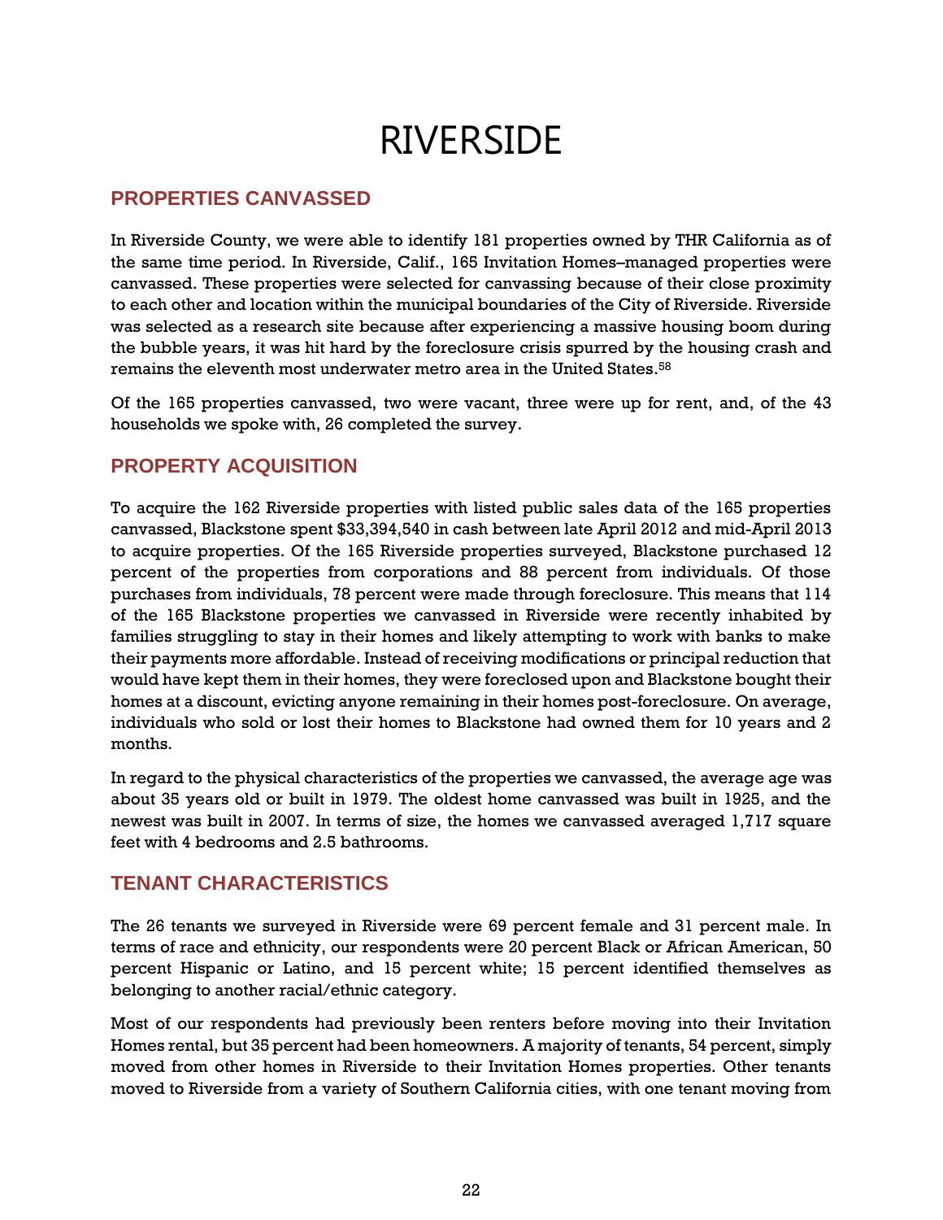# RIVERSIDE

## PROPERTIES CANVASSED

In Riverside County, we were able to identify 181 properties owned by THR California as of the same time period. In Riverside, Calif., 165 Invitation Homes–managed properties were canvassed. These properties were selected for canvassing because of their close proximity to each other and location within the municipal boundaries of the City of Riverside. Riverside was selected as a research site because after experiencing a massive housing boom during the bubble years, it was hit hard by the foreclosure crisis spurred by the housing crash and remains the eleventh most underwater metro area in the United States.[58]

Of the 165 properties canvassed, two were vacant, three were up for rent, and, of the 43 households we spoke with, 26 completed the survey.

## PROPERTY ACQUISITION

To acquire the 162 Riverside properties with listed public sales data of the 165 properties canvassed, Blackstone spent $33,394,540 in cash between late April 2012 and mid-April 2013 to acquire properties. Of the 165 Riverside properties surveyed, Blackstone purchased 12 percent of the properties from corporations and 88 percent from individuals. Of those purchases from individuals, 78 percent were made through foreclosure. This means that 114 of the 165 Blackstone properties we canvassed in Riverside were recently inhabited by families struggling to stay in their homes and likely attempting to work with banks to make their payments more affordable. Instead of receiving modifications or principal reduction that would have kept them in their homes, they were foreclosed upon and Blackstone bought their homes at a discount, evicting anyone remaining in their homes post-foreclosure. On average, individuals who sold or lost their homes to Blackstone had owned them for 10 years and 2 months.

In regard to the physical characteristics of the properties we canvassed, the average age was about 35 years old or built in 1979. The oldest home canvassed was built in 1925, and the newest was built in 2007. In terms of size, the homes we canvassed averaged 1,717 square feet with 4 bedrooms and 2.5 bathrooms.

## TENANT CHARACTERISTICS

The 26 tenants we surveyed in Riverside were 69 percent female and 31 percent male. In terms of race and ethnicity, our respondents were 20 percent Black or African American, 50 percent Hispanic or Latino, and 15 percent white; 15 percent identified themselves as belonging to another racial/ethnic category.

Most of our respondents had previously been renters before moving into their Invitation Homes rental, but 35 percent had been homeowners. A majority of tenants, 54 percent, simply moved from other homes in Riverside to their Invitation Homes properties. Other tenants moved to Riverside from a variety of Southern California cities, with one tenant moving from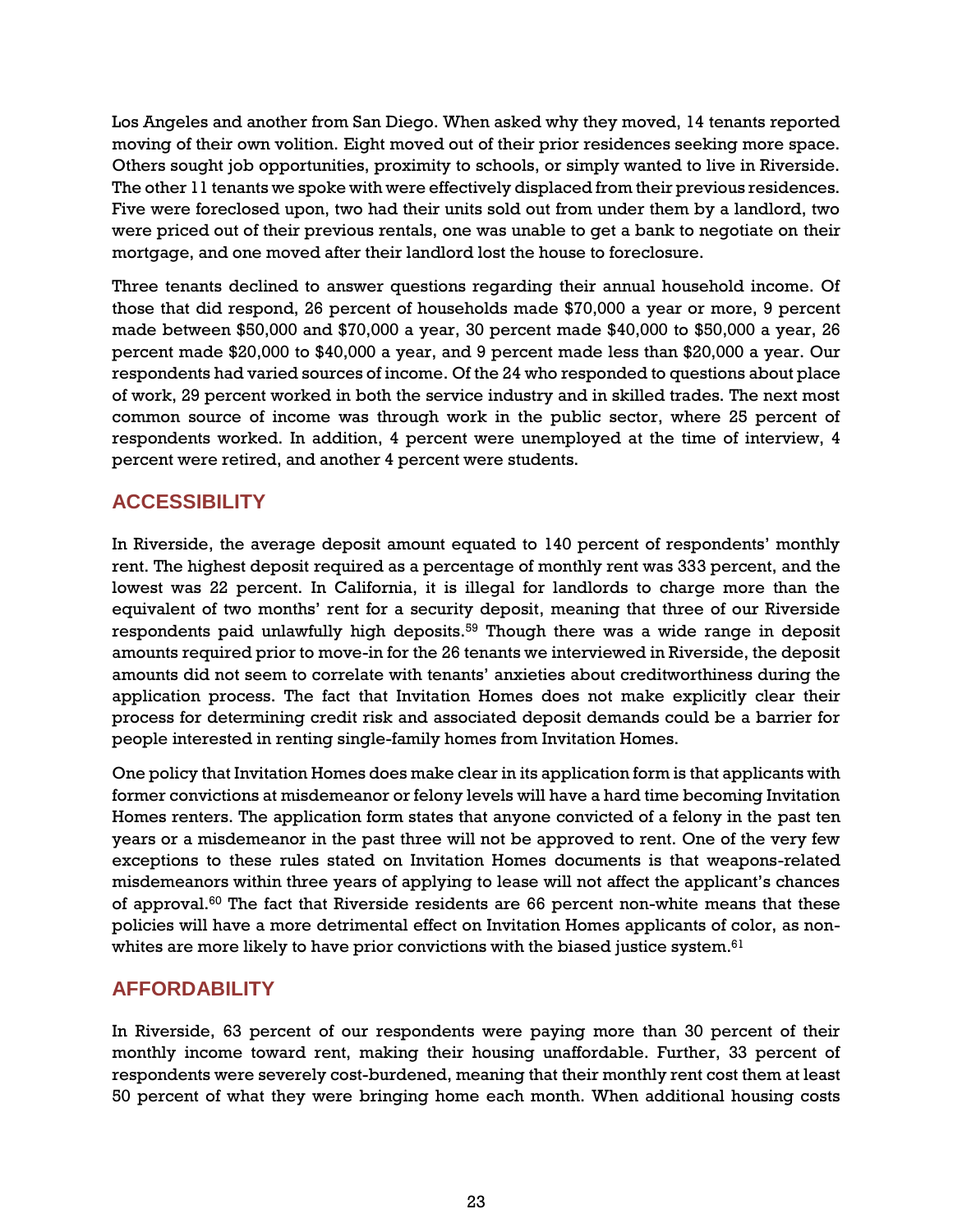Los Angeles and another from San Diego. When asked why they moved, 14 tenants reported moving of their own volition. Eight moved out of their prior residences seeking more space. Others sought job opportunities, proximity to schools, or simply wanted to live in Riverside. The other 11 tenants we spoke with were effectively displaced from their previous residences. Five were foreclosed upon, two had their units sold out from under them by a landlord, two were priced out of their previous rentals, one was unable to get a bank to negotiate on their mortgage, and one moved after their landlord lost the house to foreclosure.

Three tenants declined to answer questions regarding their annual household income. Of those that did respond, 26 percent of households made $70,000 a year or more, 9 percent made between $50,000 and $70,000 a year, 30 percent made $40,000 to $50,000 a year, 26 percent made $20,000 to $40,000 a year, and 9 percent made less than $20,000 a year. Our respondents had varied sources of income. Of the 24 who responded to questions about place of work, 29 percent worked in both the service industry and in skilled trades. The next most common source of income was through work in the public sector, where 25 percent of respondents worked. In addition, 4 percent were unemployed at the time of interview, 4 percent were retired, and another 4 percent were students.

## ACCESSIBILITY

In Riverside, the average deposit amount equated to 140 percent of respondents' monthly rent. The highest deposit required as a percentage of monthly rent was 333 percent, and the lowest was 22 percent. In California, it is illegal for landlords to charge more than the equivalent of two months' rent for a security deposit, meaning that three of our Riverside respondents paid unlawfully high deposits.[59] Though there was a wide range in deposit amounts required prior to move-in for the 26 tenants we interviewed in Riverside, the deposit amounts did not seem to correlate with tenants' anxieties about creditworthiness during the application process. The fact that Invitation Homes does not make explicitly clear their process for determining credit risk and associated deposit demands could be a barrier for people interested in renting single-family homes from Invitation Homes.

One policy that Invitation Homes does make clear in its application form is that applicants with former convictions at misdemeanor or felony levels will have a hard time becoming Invitation Homes renters. The application form states that anyone convicted of a felony in the past ten years or a misdemeanor in the past three will not be approved to rent. One of the very few exceptions to these rules stated on Invitation Homes documents is that weapons-related misdemeanors within three years of applying to lease will not affect the applicant's chances of approval.[60] The fact that Riverside residents are 66 percent non-white means that these policies will have a more detrimental effect on Invitation Homes applicants of color, as non-whites are more likely to have prior convictions with the biased justice system.[61]

## AFFORDABILITY

In Riverside, 63 percent of our respondents were paying more than 30 percent of their monthly income toward rent, making their housing unaffordable. Further, 33 percent of respondents were severely cost-burdened, meaning that their monthly rent cost them at least 50 percent of what they were bringing home each month. When additional housing costs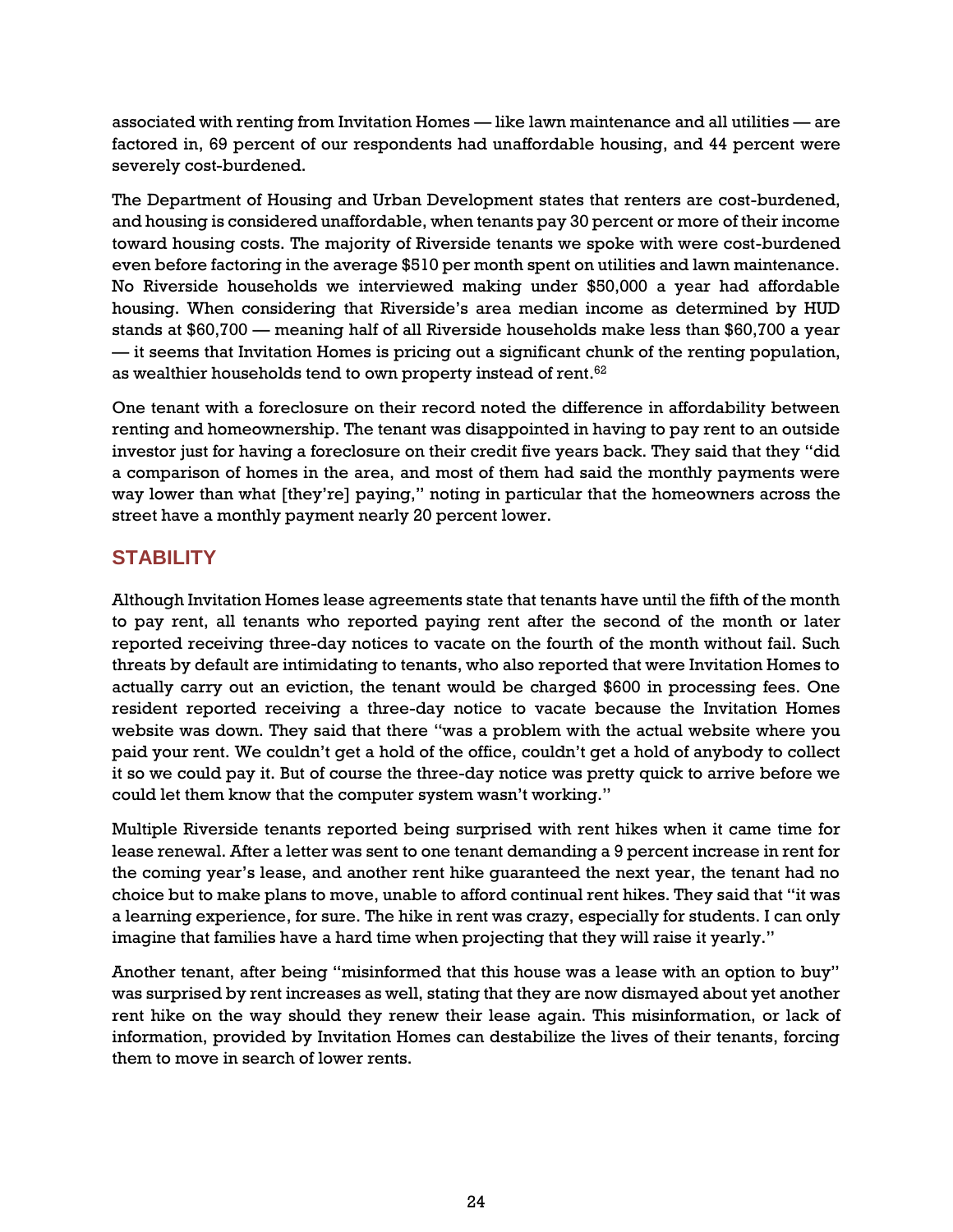associated with renting from Invitation Homes — like lawn maintenance and all utilities — are factored in, 69 percent of our respondents had unaffordable housing, and 44 percent were severely cost-burdened.

The Department of Housing and Urban Development states that renters are cost-burdened, and housing is considered unaffordable, when tenants pay 30 percent or more of their income toward housing costs. The majority of Riverside tenants we spoke with were cost-burdened even before factoring in the average $510 per month spent on utilities and lawn maintenance. No Riverside households we interviewed making under $50,000 a year had affordable housing. When considering that Riverside's area median income as determined by HUD stands at $60,700 — meaning half of all Riverside households make less than $60,700 a year — it seems that Invitation Homes is pricing out a significant chunk of the renting population, as wealthier households tend to own property instead of rent.[62]

One tenant with a foreclosure on their record noted the difference in affordability between renting and homeownership. The tenant was disappointed in having to pay rent to an outside investor just for having a foreclosure on their credit five years back. They said that they "did a comparison of homes in the area, and most of them had said the monthly payments were way lower than what [they're] paying," noting in particular that the homeowners across the street have a monthly payment nearly 20 percent lower.

## STABILITY

Although Invitation Homes lease agreements state that tenants have until the fifth of the month to pay rent, all tenants who reported paying rent after the second of the month or later reported receiving three-day notices to vacate on the fourth of the month without fail. Such threats by default are intimidating to tenants, who also reported that were Invitation Homes to actually carry out an eviction, the tenant would be charged $600 in processing fees. One resident reported receiving a three-day notice to vacate because the Invitation Homes website was down. They said that there "was a problem with the actual website where you paid your rent. We couldn't get a hold of the office, couldn't get a hold of anybody to collect it so we could pay it. But of course the three-day notice was pretty quick to arrive before we could let them know that the computer system wasn't working."

Multiple Riverside tenants reported being surprised with rent hikes when it came time for lease renewal. After a letter was sent to one tenant demanding a 9 percent increase in rent for the coming year's lease, and another rent hike guaranteed the next year, the tenant had no choice but to make plans to move, unable to afford continual rent hikes. They said that "it was a learning experience, for sure. The hike in rent was crazy, especially for students. I can only imagine that families have a hard time when projecting that they will raise it yearly."

Another tenant, after being "misinformed that this house was a lease with an option to buy" was surprised by rent increases as well, stating that they are now dismayed about yet another rent hike on the way should they renew their lease again. This misinformation, or lack of information, provided by Invitation Homes can destabilize the lives of their tenants, forcing them to move in search of lower rents.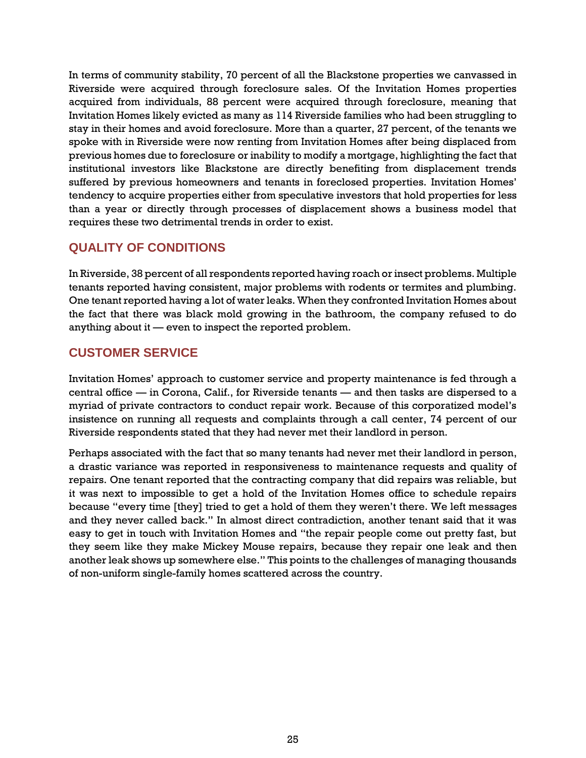In terms of community stability, 70 percent of all the Blackstone properties we canvassed in Riverside were acquired through foreclosure sales. Of the Invitation Homes properties acquired from individuals, 88 percent were acquired through foreclosure, meaning that Invitation Homes likely evicted as many as 114 Riverside families who had been struggling to stay in their homes and avoid foreclosure. More than a quarter, 27 percent, of the tenants we spoke with in Riverside were now renting from Invitation Homes after being displaced from previous homes due to foreclosure or inability to modify a mortgage, highlighting the fact that institutional investors like Blackstone are directly benefiting from displacement trends suffered by previous homeowners and tenants in foreclosed properties. Invitation Homes' tendency to acquire properties either from speculative investors that hold properties for less than a year or directly through processes of displacement shows a business model that requires these two detrimental trends in order to exist.

## QUALITY OF CONDITIONS

In Riverside, 38 percent of all respondents reported having roach or insect problems. Multiple tenants reported having consistent, major problems with rodents or termites and plumbing. One tenant reported having a lot of water leaks. When they confronted Invitation Homes about the fact that there was black mold growing in the bathroom, the company refused to do anything about it — even to inspect the reported problem.

## CUSTOMER SERVICE

Invitation Homes' approach to customer service and property maintenance is fed through a central office — in Corona, Calif., for Riverside tenants — and then tasks are dispersed to a myriad of private contractors to conduct repair work. Because of this corporatized model's insistence on running all requests and complaints through a call center, 74 percent of our Riverside respondents stated that they had never met their landlord in person.

Perhaps associated with the fact that so many tenants had never met their landlord in person, a drastic variance was reported in responsiveness to maintenance requests and quality of repairs. One tenant reported that the contracting company that did repairs was reliable, but it was next to impossible to get a hold of the Invitation Homes office to schedule repairs because "every time [they] tried to get a hold of them they weren't there. We left messages and they never called back." In almost direct contradiction, another tenant said that it was easy to get in touch with Invitation Homes and "the repair people come out pretty fast, but they seem like they make Mickey Mouse repairs, because they repair one leak and then another leak shows up somewhere else." This points to the challenges of managing thousands of non-uniform single-family homes scattered across the country.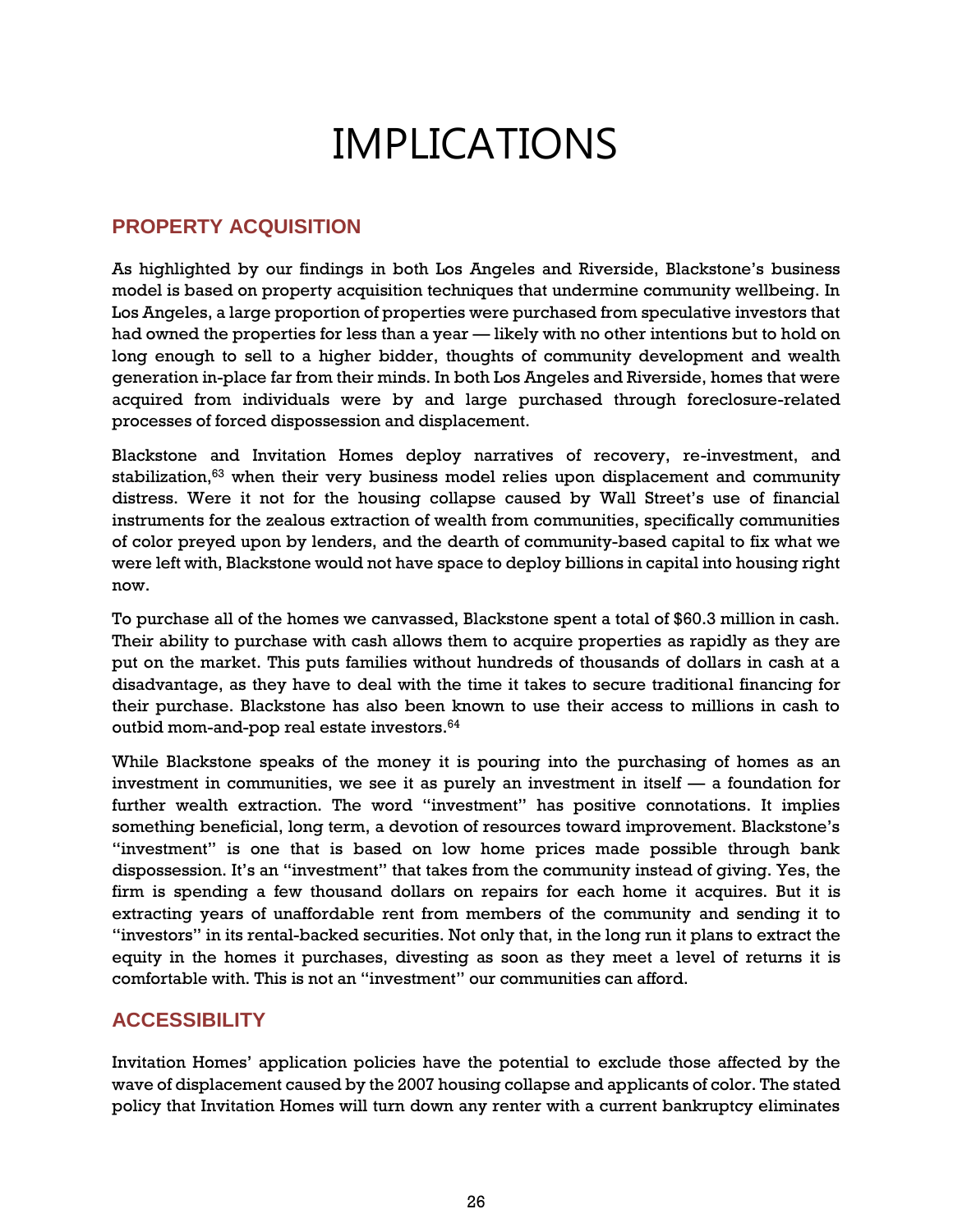# IMPLICATIONS

## PROPERTY ACQUISITION

As highlighted by our findings in both Los Angeles and Riverside, Blackstone's business model is based on property acquisition techniques that undermine community wellbeing. In Los Angeles, a large proportion of properties were purchased from speculative investors that had owned the properties for less than a year — likely with no other intentions but to hold on long enough to sell to a higher bidder, thoughts of community development and wealth generation in-place far from their minds. In both Los Angeles and Riverside, homes that were acquired from individuals were by and large purchased through foreclosure-related processes of forced dispossession and displacement.

Blackstone and Invitation Homes deploy narratives of recovery, re-investment, and stabilization,[63] when their very business model relies upon displacement and community distress. Were it not for the housing collapse caused by Wall Street's use of financial instruments for the zealous extraction of wealth from communities, specifically communities of color preyed upon by lenders, and the dearth of community-based capital to fix what we were left with, Blackstone would not have space to deploy billions in capital into housing right now.

To purchase all of the homes we canvassed, Blackstone spent a total of $60.3 million in cash. Their ability to purchase with cash allows them to acquire properties as rapidly as they are put on the market. This puts families without hundreds of thousands of dollars in cash at a disadvantage, as they have to deal with the time it takes to secure traditional financing for their purchase. Blackstone has also been known to use their access to millions in cash to outbid mom-and-pop real estate investors.[64]

While Blackstone speaks of the money it is pouring into the purchasing of homes as an investment in communities, we see it as purely an investment in itself — a foundation for further wealth extraction. The word "investment" has positive connotations. It implies something beneficial, long term, a devotion of resources toward improvement. Blackstone's "investment" is one that is based on low home prices made possible through bank dispossession. It's an "investment" that takes from the community instead of giving. Yes, the firm is spending a few thousand dollars on repairs for each home it acquires. But it is extracting years of unaffordable rent from members of the community and sending it to "investors" in its rental-backed securities. Not only that, in the long run it plans to extract the equity in the homes it purchases, divesting as soon as they meet a level of returns it is comfortable with. This is not an "investment" our communities can afford.

## ACCESSIBILITY

Invitation Homes' application policies have the potential to exclude those affected by the wave of displacement caused by the 2007 housing collapse and applicants of color. The stated policy that Invitation Homes will turn down any renter with a current bankruptcy eliminates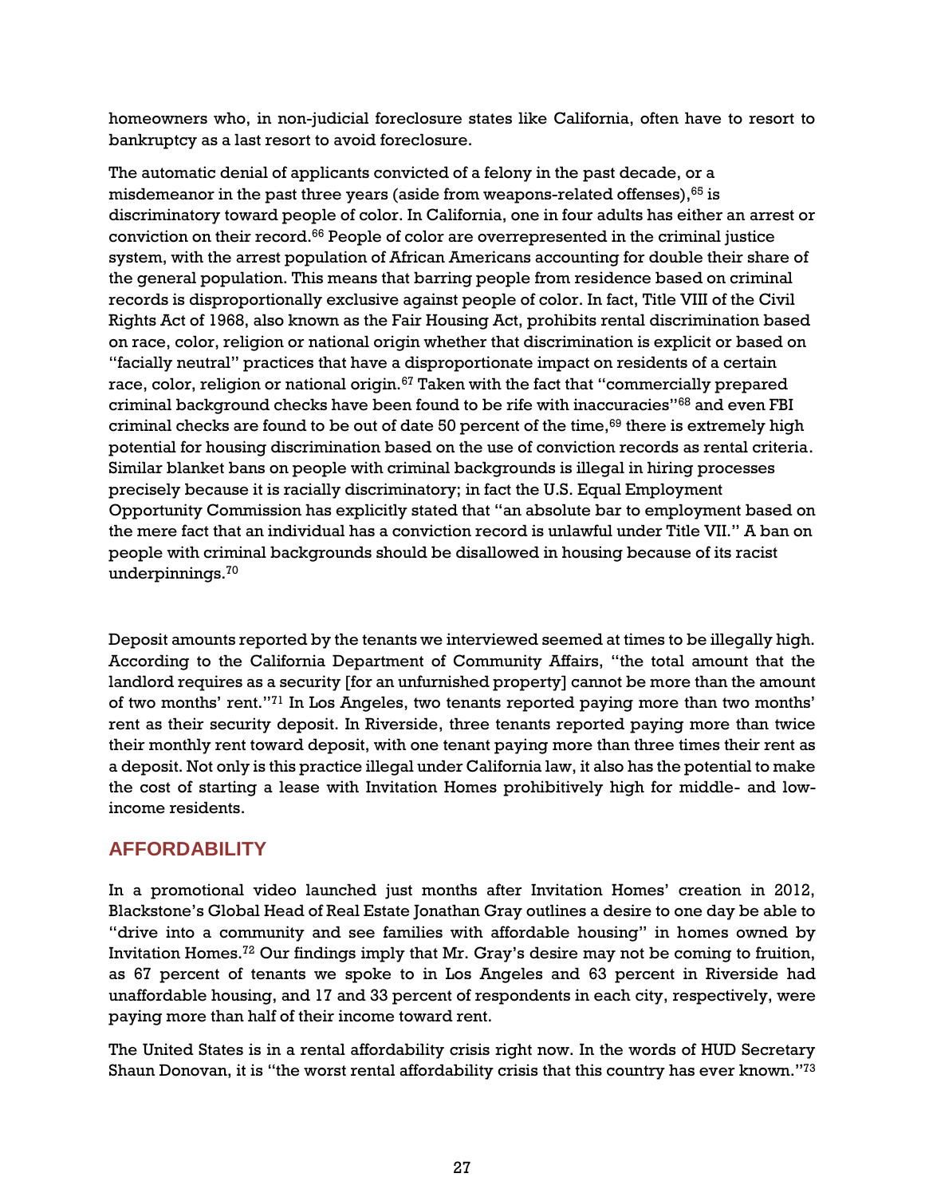homeowners who, in non-judicial foreclosure states like California, often have to resort to bankruptcy as a last resort to avoid foreclosure.

The automatic denial of applicants convicted of a felony in the past decade, or a misdemeanor in the past three years (aside from weapons-related offenses),[65] is discriminatory toward people of color. In California, one in four adults has either an arrest or conviction on their record.[66] People of color are overrepresented in the criminal justice system, with the arrest population of African Americans accounting for double their share of the general population. This means that barring people from residence based on criminal records is disproportionally exclusive against people of color. In fact, Title VIII of the Civil Rights Act of 1968, also known as the Fair Housing Act, prohibits rental discrimination based on race, color, religion or national origin whether that discrimination is explicit or based on "facially neutral" practices that have a disproportionate impact on residents of a certain race, color, religion or national origin.[67] Taken with the fact that "commercially prepared criminal background checks have been found to be rife with inaccuracies"[68] and even FBI criminal checks are found to be out of date 50 percent of the time,[69] there is extremely high potential for housing discrimination based on the use of conviction records as rental criteria. Similar blanket bans on people with criminal backgrounds is illegal in hiring processes precisely because it is racially discriminatory; in fact the U.S. Equal Employment Opportunity Commission has explicitly stated that "an absolute bar to employment based on the mere fact that an individual has a conviction record is unlawful under Title VII." A ban on people with criminal backgrounds should be disallowed in housing because of its racist underpinnings.[70]

Deposit amounts reported by the tenants we interviewed seemed at times to be illegally high. According to the California Department of Community Affairs, "the total amount that the landlord requires as a security [for an unfurnished property] cannot be more than the amount of two months' rent."[71] In Los Angeles, two tenants reported paying more than two months' rent as their security deposit. In Riverside, three tenants reported paying more than twice their monthly rent toward deposit, with one tenant paying more than three times their rent as a deposit. Not only is this practice illegal under California law, it also has the potential to make the cost of starting a lease with Invitation Homes prohibitively high for middle- and low-income residents.

## AFFORDABILITY

In a promotional video launched just months after Invitation Homes' creation in 2012, Blackstone's Global Head of Real Estate Jonathan Gray outlines a desire to one day be able to "drive into a community and see families with affordable housing" in homes owned by Invitation Homes.[72] Our findings imply that Mr. Gray's desire may not be coming to fruition, as 67 percent of tenants we spoke to in Los Angeles and 63 percent in Riverside had unaffordable housing, and 17 and 33 percent of respondents in each city, respectively, were paying more than half of their income toward rent.

The United States is in a rental affordability crisis right now. In the words of HUD Secretary Shaun Donovan, it is "the worst rental affordability crisis that this country has ever known."[73]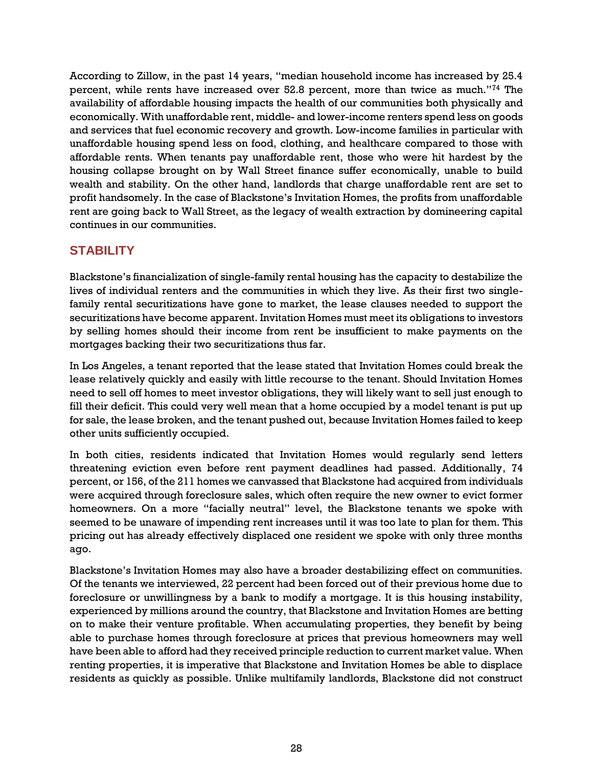According to Zillow, in the past 14 years, "median household income has increased by 25.4 percent, while rents have increased over 52.8 percent, more than twice as much."[74] The availability of affordable housing impacts the health of our communities both physically and economically. With unaffordable rent, middle- and lower-income renters spend less on goods and services that fuel economic recovery and growth. Low-income families in particular with unaffordable housing spend less on food, clothing, and healthcare compared to those with affordable rents. When tenants pay unaffordable rent, those who were hit hardest by the housing collapse brought on by Wall Street finance suffer economically, unable to build wealth and stability. On the other hand, landlords that charge unaffordable rent are set to profit handsomely. In the case of Blackstone's Invitation Homes, the profits from unaffordable rent are going back to Wall Street, as the legacy of wealth extraction by domineering capital continues in our communities.

## STABILITY

Blackstone's financialization of single-family rental housing has the capacity to destabilize the lives of individual renters and the communities in which they live. As their first two single-family rental securitizations have gone to market, the lease clauses needed to support the securitizations have become apparent. Invitation Homes must meet its obligations to investors by selling homes should their income from rent be insufficient to make payments on the mortgages backing their two securitizations thus far.

In Los Angeles, a tenant reported that the lease stated that Invitation Homes could break the lease relatively quickly and easily with little recourse to the tenant. Should Invitation Homes need to sell off homes to meet investor obligations, they will likely want to sell just enough to fill their deficit. This could very well mean that a home occupied by a model tenant is put up for sale, the lease broken, and the tenant pushed out, because Invitation Homes failed to keep other units sufficiently occupied.

In both cities, residents indicated that Invitation Homes would regularly send letters threatening eviction even before rent payment deadlines had passed. Additionally, 74 percent, or 156, of the 211 homes we canvassed that Blackstone had acquired from individuals were acquired through foreclosure sales, which often require the new owner to evict former homeowners. On a more "facially neutral" level, the Blackstone tenants we spoke with seemed to be unaware of impending rent increases until it was too late to plan for them. This pricing out has already effectively displaced one resident we spoke with only three months ago.

Blackstone's Invitation Homes may also have a broader destabilizing effect on communities. Of the tenants we interviewed, 22 percent had been forced out of their previous home due to foreclosure or unwillingness by a bank to modify a mortgage. It is this housing instability, experienced by millions around the country, that Blackstone and Invitation Homes are betting on to make their venture profitable. When accumulating properties, they benefit by being able to purchase homes through foreclosure at prices that previous homeowners may well have been able to afford had they received principle reduction to current market value. When renting properties, it is imperative that Blackstone and Invitation Homes be able to displace residents as quickly as possible. Unlike multifamily landlords, Blackstone did not construct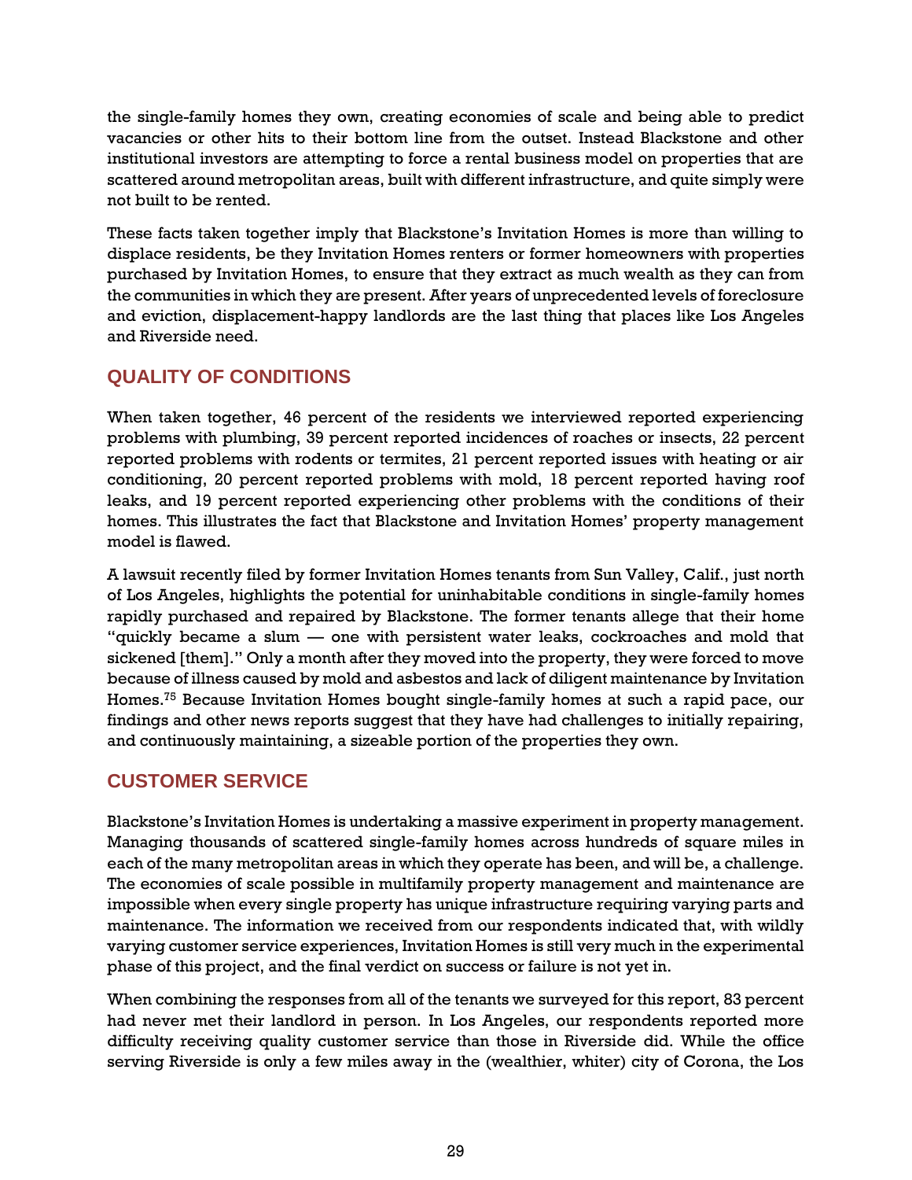the single-family homes they own, creating economies of scale and being able to predict vacancies or other hits to their bottom line from the outset. Instead Blackstone and other institutional investors are attempting to force a rental business model on properties that are scattered around metropolitan areas, built with different infrastructure, and quite simply were not built to be rented.

These facts taken together imply that Blackstone's Invitation Homes is more than willing to displace residents, be they Invitation Homes renters or former homeowners with properties purchased by Invitation Homes, to ensure that they extract as much wealth as they can from the communities in which they are present. After years of unprecedented levels of foreclosure and eviction, displacement-happy landlords are the last thing that places like Los Angeles and Riverside need.

## QUALITY OF CONDITIONS

When taken together, 46 percent of the residents we interviewed reported experiencing problems with plumbing, 39 percent reported incidences of roaches or insects, 22 percent reported problems with rodents or termites, 21 percent reported issues with heating or air conditioning, 20 percent reported problems with mold, 18 percent reported having roof leaks, and 19 percent reported experiencing other problems with the conditions of their homes. This illustrates the fact that Blackstone and Invitation Homes' property management model is flawed.

A lawsuit recently filed by former Invitation Homes tenants from Sun Valley, Calif., just north of Los Angeles, highlights the potential for uninhabitable conditions in single-family homes rapidly purchased and repaired by Blackstone. The former tenants allege that their home "quickly became a slum — one with persistent water leaks, cockroaches and mold that sickened [them]." Only a month after they moved into the property, they were forced to move because of illness caused by mold and asbestos and lack of diligent maintenance by Invitation Homes.[75] Because Invitation Homes bought single-family homes at such a rapid pace, our findings and other news reports suggest that they have had challenges to initially repairing, and continuously maintaining, a sizeable portion of the properties they own.

## CUSTOMER SERVICE

Blackstone's Invitation Homes is undertaking a massive experiment in property management. Managing thousands of scattered single-family homes across hundreds of square miles in each of the many metropolitan areas in which they operate has been, and will be, a challenge. The economies of scale possible in multifamily property management and maintenance are impossible when every single property has unique infrastructure requiring varying parts and maintenance. The information we received from our respondents indicated that, with wildly varying customer service experiences, Invitation Homes is still very much in the experimental phase of this project, and the final verdict on success or failure is not yet in.

When combining the responses from all of the tenants we surveyed for this report, 83 percent had never met their landlord in person. In Los Angeles, our respondents reported more difficulty receiving quality customer service than those in Riverside did. While the office serving Riverside is only a few miles away in the (wealthier, whiter) city of Corona, the Los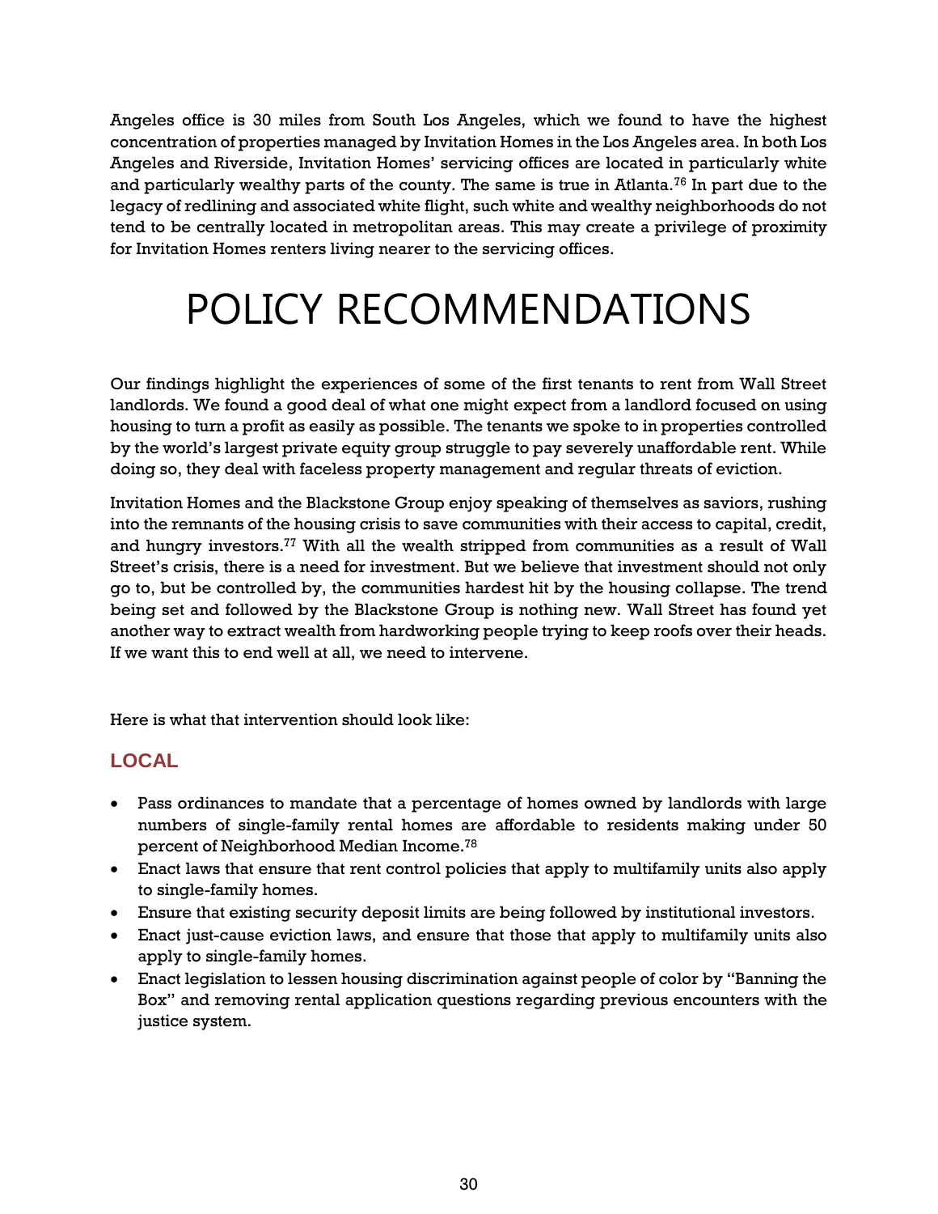Angeles office is 30 miles from South Los Angeles, which we found to have the highest concentration of properties managed by Invitation Homes in the Los Angeles area. In both Los Angeles and Riverside, Invitation Homes' servicing offices are located in particularly white and particularly wealthy parts of the county. The same is true in Atlanta.[76] In part due to the legacy of redlining and associated white flight, such white and wealthy neighborhoods do not tend to be centrally located in metropolitan areas. This may create a privilege of proximity for Invitation Homes renters living nearer to the servicing offices.

# POLICY RECOMMENDATIONS

Our findings highlight the experiences of some of the first tenants to rent from Wall Street landlords. We found a good deal of what one might expect from a landlord focused on using housing to turn a profit as easily as possible. The tenants we spoke to in properties controlled by the world's largest private equity group struggle to pay severely unaffordable rent. While doing so, they deal with faceless property management and regular threats of eviction.

Invitation Homes and the Blackstone Group enjoy speaking of themselves as saviors, rushing into the remnants of the housing crisis to save communities with their access to capital, credit, and hungry investors.[77] With all the wealth stripped from communities as a result of Wall Street's crisis, there is a need for investment. But we believe that investment should not only go to, but be controlled by, the communities hardest hit by the housing collapse. The trend being set and followed by the Blackstone Group is nothing new. Wall Street has found yet another way to extract wealth from hardworking people trying to keep roofs over their heads. If we want this to end well at all, we need to intervene.

Here is what that intervention should look like:

## LOCAL

- Pass ordinances to mandate that a percentage of homes owned by landlords with large numbers of single-family rental homes are affordable to residents making under 50 percent of Neighborhood Median Income.[78]
- Enact laws that ensure that rent control policies that apply to multifamily units also apply to single-family homes.
- Ensure that existing security deposit limits are being followed by institutional investors.
- Enact just-cause eviction laws, and ensure that those that apply to multifamily units also apply to single-family homes.
- Enact legislation to lessen housing discrimination against people of color by "Banning the Box" and removing rental application questions regarding previous encounters with the justice system.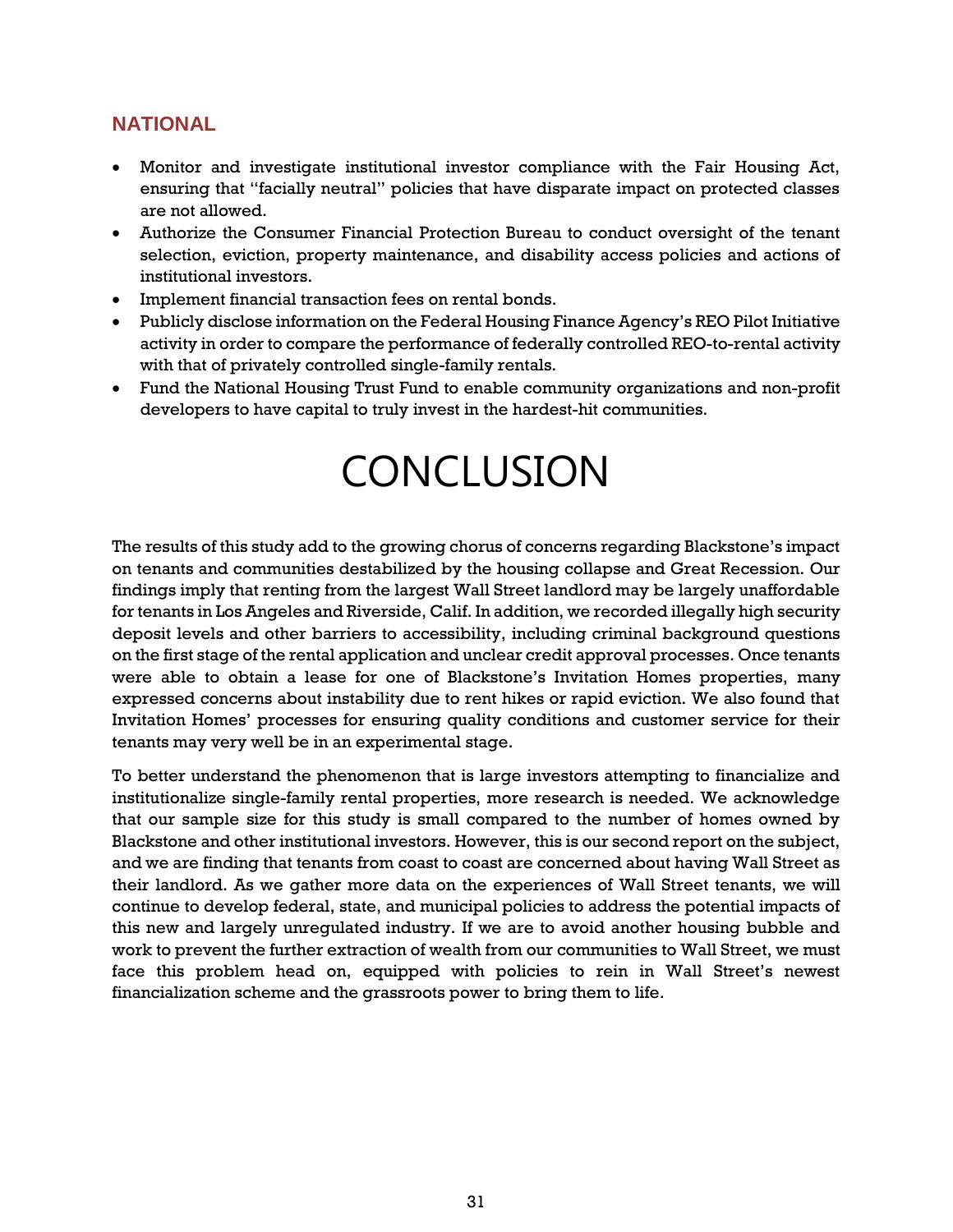### NATIONAL

- Monitor and investigate institutional investor compliance with the Fair Housing Act, ensuring that "facially neutral" policies that have disparate impact on protected classes are not allowed.
- Authorize the Consumer Financial Protection Bureau to conduct oversight of the tenant selection, eviction, property maintenance, and disability access policies and actions of institutional investors.
- Implement financial transaction fees on rental bonds.
- Publicly disclose information on the Federal Housing Finance Agency's REO Pilot Initiative activity in order to compare the performance of federally controlled REO-to-rental activity with that of privately controlled single-family rentals.
- Fund the National Housing Trust Fund to enable community organizations and non-profit developers to have capital to truly invest in the hardest-hit communities.

# CONCLUSION

The results of this study add to the growing chorus of concerns regarding Blackstone's impact on tenants and communities destabilized by the housing collapse and Great Recession. Our findings imply that renting from the largest Wall Street landlord may be largely unaffordable for tenants in Los Angeles and Riverside, Calif. In addition, we recorded illegally high security deposit levels and other barriers to accessibility, including criminal background questions on the first stage of the rental application and unclear credit approval processes. Once tenants were able to obtain a lease for one of Blackstone's Invitation Homes properties, many expressed concerns about instability due to rent hikes or rapid eviction. We also found that Invitation Homes' processes for ensuring quality conditions and customer service for their tenants may very well be in an experimental stage.

To better understand the phenomenon that is large investors attempting to financialize and institutionalize single-family rental properties, more research is needed. We acknowledge that our sample size for this study is small compared to the number of homes owned by Blackstone and other institutional investors. However, this is our second report on the subject, and we are finding that tenants from coast to coast are concerned about having Wall Street as their landlord. As we gather more data on the experiences of Wall Street tenants, we will continue to develop federal, state, and municipal policies to address the potential impacts of this new and largely unregulated industry. If we are to avoid another housing bubble and work to prevent the further extraction of wealth from our communities to Wall Street, we must face this problem head on, equipped with policies to rein in Wall Street's newest financialization scheme and the grassroots power to bring them to life.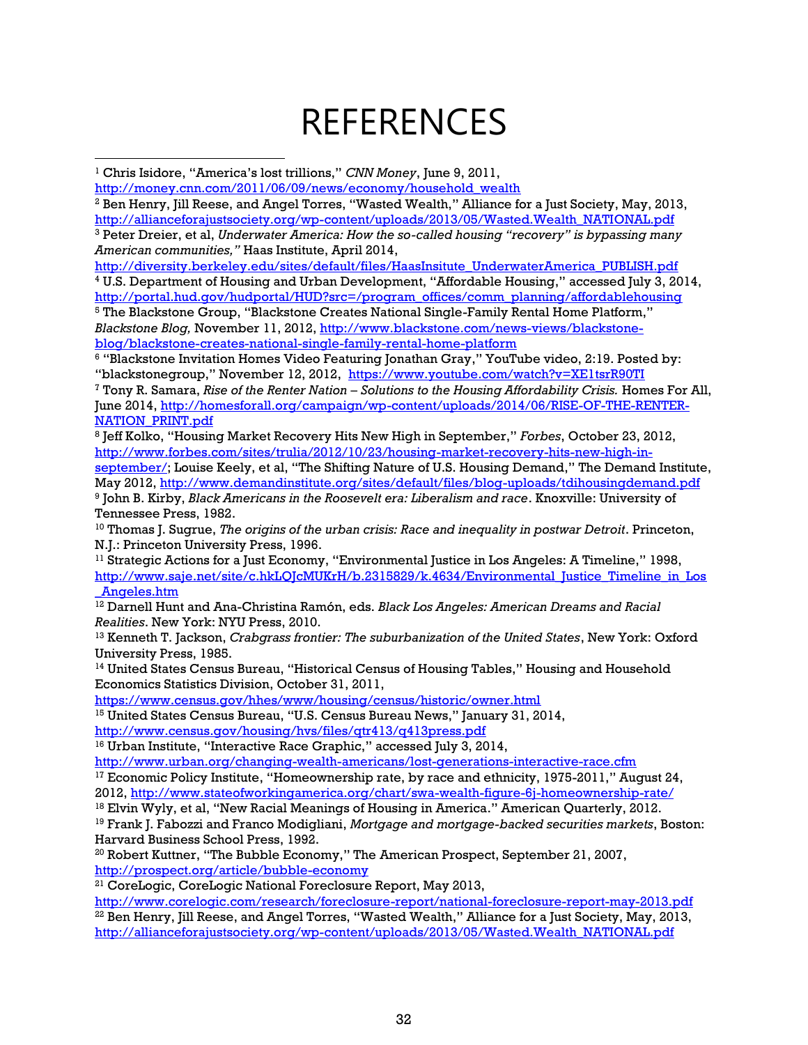# REFERENCES

[1] Chris Isidore, "America's lost trillions," *CNN Money*, June 9, 2011, http://money.cnn.com/2011/06/09/news/economy/household_wealth

[2] Ben Henry, Jill Reese, and Angel Torres, "Wasted Wealth," Alliance for a Just Society, May, 2013, http://allianceforajustsociety.org/wp-content/uploads/2013/05/Wasted.Wealth_NATIONAL.pdf

[3] Peter Dreier, et al, *Underwater America: How the so-called housing "recovery" is bypassing many American communities,"* Haas Institute, April 2014, http://diversity.berkeley.edu/sites/default/files/HaasInsitute_UnderwaterAmerica_PUBLISH.pdf

[4] U.S. Department of Housing and Urban Development, "Affordable Housing," accessed July 3, 2014, http://portal.hud.gov/hudportal/HUD?src=/program_offices/comm_planning/affordablehousing

[5] The Blackstone Group, "Blackstone Creates National Single-Family Rental Home Platform," *Blackstone Blog,* November 11, 2012, http://www.blackstone.com/news-views/blackstone-blog/blackstone-creates-national-single-family-rental-home-platform

[6] "Blackstone Invitation Homes Video Featuring Jonathan Gray," YouTube video, 2:19. Posted by: "blackstonegroup," November 12, 2012, https://www.youtube.com/watch?v=XE1tsrR90TI

[7] Tony R. Samara, *Rise of the Renter Nation – Solutions to the Housing Affordability Crisis.* Homes For All, June 2014, http://homesforall.org/campaign/wp-content/uploads/2014/06/RISE-OF-THE-RENTER-NATION_PRINT.pdf

[8] Jeff Kolko, "Housing Market Recovery Hits New High in September," *Forbes*, October 23, 2012, http://www.forbes.com/sites/trulia/2012/10/23/housing-market-recovery-hits-new-high-in-september/; Louise Keely, et al, "The Shifting Nature of U.S. Housing Demand," The Demand Institute, May 2012, http://www.demandinstitute.org/sites/default/files/blog-uploads/tdihousingdemand.pdf

[9] John B. Kirby, *Black Americans in the Roosevelt era: Liberalism and race*. Knoxville: University of Tennessee Press, 1982.

[10] Thomas J. Sugrue, *The origins of the urban crisis: Race and inequality in postwar Detroit*. Princeton, N.J.: Princeton University Press, 1996.

[11] Strategic Actions for a Just Economy, "Environmental Justice in Los Angeles: A Timeline," 1998, http://www.saje.net/site/c.hkLQJcMUKrH/b.2315829/k.4634/Environmental_Justice_Timeline_in_Los_Angeles.htm

[12] Darnell Hunt and Ana-Christina Ramón, eds. *Black Los Angeles: American Dreams and Racial Realities*. New York: NYU Press, 2010.

[13] Kenneth T. Jackson, *Crabgrass frontier: The suburbanization of the United States*, New York: Oxford University Press, 1985.

[14] United States Census Bureau, "Historical Census of Housing Tables," Housing and Household Economics Statistics Division, October 31, 2011, https://www.census.gov/hhes/www/housing/census/historic/owner.html

[15] United States Census Bureau, "U.S. Census Bureau News," January 31, 2014, http://www.census.gov/housing/hvs/files/qtr413/q413press.pdf

[16] Urban Institute, "Interactive Race Graphic," accessed July 3, 2014, http://www.urban.org/changing-wealth-americans/lost-generations-interactive-race.cfm

[17] Economic Policy Institute, "Homeownership rate, by race and ethnicity, 1975-2011," August 24, 2012, http://www.stateofworkingamerica.org/chart/swa-wealth-figure-6j-homeownership-rate/

[18] Elvin Wyly, et al, "New Racial Meanings of Housing in America." American Quarterly, 2012.

[19] Frank J. Fabozzi and Franco Modigliani, *Mortgage and mortgage-backed securities markets*, Boston: Harvard Business School Press, 1992.

[20] Robert Kuttner, "The Bubble Economy," The American Prospect, September 21, 2007, http://prospect.org/article/bubble-economy

[21] CoreLogic, CoreLogic National Foreclosure Report, May 2013, http://www.corelogic.com/research/foreclosure-report/national-foreclosure-report-may-2013.pdf

[22] Ben Henry, Jill Reese, and Angel Torres, "Wasted Wealth," Alliance for a Just Society, May, 2013, http://allianceforajustsociety.org/wp-content/uploads/2013/05/Wasted.Wealth_NATIONAL.pdf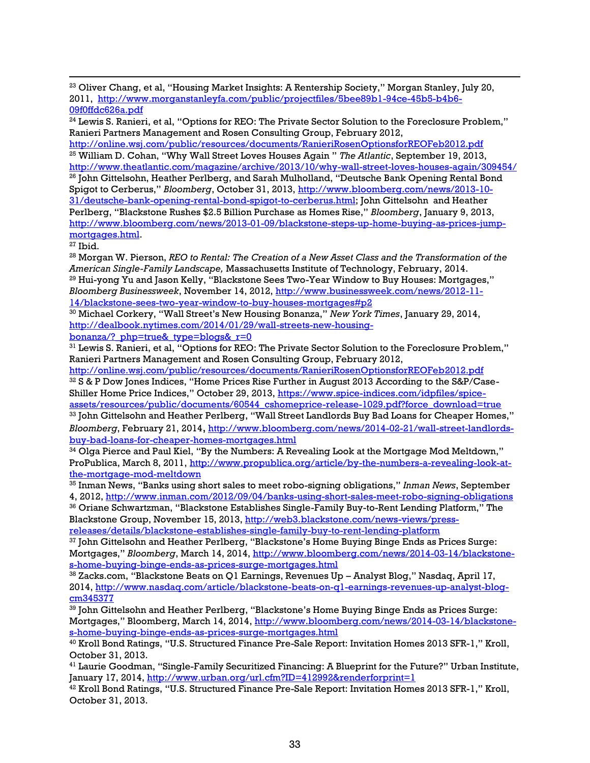[23] Oliver Chang, et al, "Housing Market Insights: A Rentership Society," Morgan Stanley, July 20, 2011, http://www.morganstanleyfa.com/public/projectfiles/5bee89b1-94ce-45b5-b4b6-09f0ffdc626a.pdf

[24] Lewis S. Ranieri, et al, "Options for REO: The Private Sector Solution to the Foreclosure Problem," Ranieri Partners Management and Rosen Consulting Group, February 2012, http://online.wsj.com/public/resources/documents/RanieriRosenOptionsforREOFeb2012.pdf

[25] William D. Cohan, "Why Wall Street Loves Houses Again " *The Atlantic*, September 19, 2013, http://www.theatlantic.com/magazine/archive/2013/10/why-wall-street-loves-houses-again/309454/

[26] John Gittelsohn, Heather Perlberg, and Sarah Mulholland, "Deutsche Bank Opening Rental Bond Spigot to Cerberus," *Bloomberg*, October 31, 2013, http://www.bloomberg.com/news/2013-10-31/deutsche-bank-opening-rental-bond-spigot-to-cerberus.html; John Gittelsohn and Heather Perlberg, "Blackstone Rushes $2.5 Billion Purchase as Homes Rise," *Bloomberg*, January 9, 2013, http://www.bloomberg.com/news/2013-01-09/blackstone-steps-up-home-buying-as-prices-jump-mortgages.html.

[27] Ibid.

[28] Morgan W. Pierson, *REO to Rental: The Creation of a New Asset Class and the Transformation of the American Single-Family Landscape,* Massachusetts Institute of Technology, February, 2014.

[29] Hui-yong Yu and Jason Kelly, "Blackstone Sees Two-Year Window to Buy Houses: Mortgages," *Bloomberg Businessweek*, November 14, 2012, http://www.businessweek.com/news/2012-11-14/blackstone-sees-two-year-window-to-buy-houses-mortgages#p2

[30] Michael Corkery, "Wall Street's New Housing Bonanza," *New York Times*, January 29, 2014, http://dealbook.nytimes.com/2014/01/29/wall-streets-new-housing-bonanza/?_php=true&_type=blogs&_r=0

[31] Lewis S. Ranieri, et al, "Options for REO: The Private Sector Solution to the Foreclosure Problem," Ranieri Partners Management and Rosen Consulting Group, February 2012, http://online.wsj.com/public/resources/documents/RanieriRosenOptionsforREOFeb2012.pdf

[32] S & P Dow Jones Indices, "Home Prices Rise Further in August 2013 According to the S&P/Case-Shiller Home Price Indices," October 29, 2013, https://www.spice-indices.com/idpfiles/spice-assets/resources/public/documents/60544_cshomeprice-release-1029.pdf?force_download=true

[33] John Gittelsohn and Heather Perlberg, "Wall Street Landlords Buy Bad Loans for Cheaper Homes," *Bloomberg*, February 21, 2014, http://www.bloomberg.com/news/2014-02-21/wall-street-landlords-buy-bad-loans-for-cheaper-homes-mortgages.html

[34] Olga Pierce and Paul Kiel, "By the Numbers: A Revealing Look at the Mortgage Mod Meltdown," ProPublica, March 8, 2011, http://www.propublica.org/article/by-the-numbers-a-revealing-look-at-the-mortgage-mod-meltdown

[35] Inman News, "Banks using short sales to meet robo-signing obligations," *Inman News*, September 4, 2012, http://www.inman.com/2012/09/04/banks-using-short-sales-meet-robo-signing-obligations

[36] Oriane Schwartzman, "Blackstone Establishes Single-Family Buy-to-Rent Lending Platform," The Blackstone Group, November 15, 2013, http://web3.blackstone.com/news-views/press-releases/details/blackstone-establishes-single-family-buy-to-rent-lending-platform

[37] John Gittelsohn and Heather Perlberg, "Blackstone's Home Buying Binge Ends as Prices Surge: Mortgages," *Bloomberg*, March 14, 2014, http://www.bloomberg.com/news/2014-03-14/blackstone-s-home-buying-binge-ends-as-prices-surge-mortgages.html

[38] Zacks.com, "Blackstone Beats on Q1 Earnings, Revenues Up – Analyst Blog," Nasdaq, April 17, 2014, http://www.nasdaq.com/article/blackstone-beats-on-q1-earnings-revenues-up-analyst-blog-cm345377

[39] John Gittelsohn and Heather Perlberg, "Blackstone's Home Buying Binge Ends as Prices Surge: Mortgages," Bloomberg, March 14, 2014, http://www.bloomberg.com/news/2014-03-14/blackstone-s-home-buying-binge-ends-as-prices-surge-mortgages.html

[40] Kroll Bond Ratings, "U.S. Structured Finance Pre-Sale Report: Invitation Homes 2013 SFR-1," Kroll, October 31, 2013.

[41] Laurie Goodman, "Single-Family Securitized Financing: A Blueprint for the Future?" Urban Institute, January 17, 2014, http://www.urban.org/url.cfm?ID=412992&renderforprint=1

[42] Kroll Bond Ratings, "U.S. Structured Finance Pre-Sale Report: Invitation Homes 2013 SFR-1," Kroll, October 31, 2013.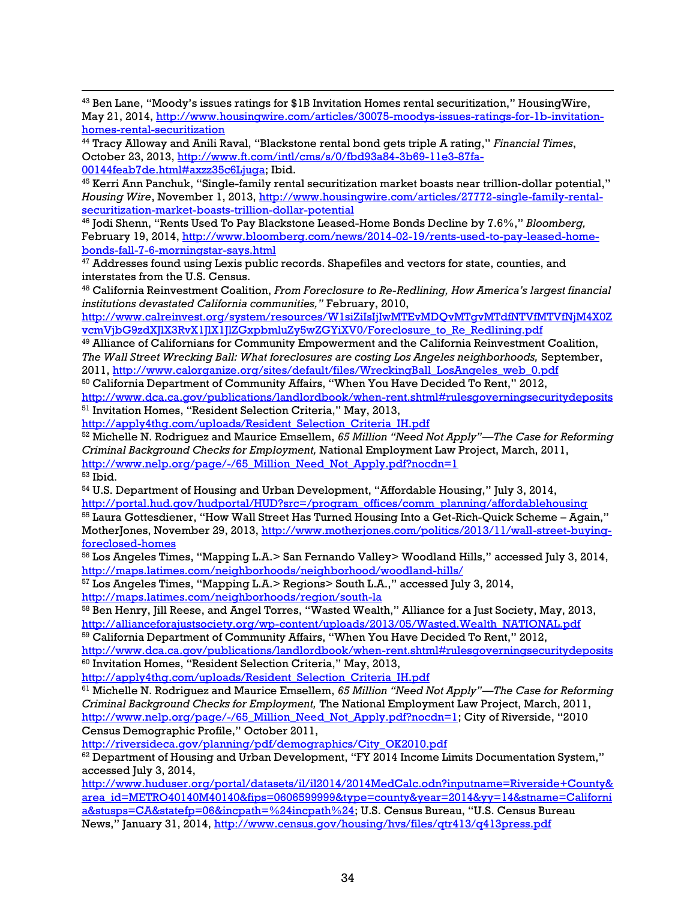[43] Ben Lane, "Moody's issues ratings for $1B Invitation Homes rental securitization," HousingWire, May 21, 2014, http://www.housingwire.com/articles/30075-moodys-issues-ratings-for-1b-invitation-homes-rental-securitization

[44] Tracy Alloway and Anili Raval, "Blackstone rental bond gets triple A rating," *Financial Times*, October 23, 2013, http://www.ft.com/intl/cms/s/0/fbd93a84-3b69-11e3-87fa-00144feab7de.html#axzz35c6Ljuga; Ibid.

[45] Kerri Ann Panchuk, "Single-family rental securitization market boasts near trillion-dollar potential," *Housing Wire*, November 1, 2013, http://www.housingwire.com/articles/27772-single-family-rental-securitization-market-boasts-trillion-dollar-potential

[46] Jodi Shenn, "Rents Used To Pay Blackstone Leased-Home Bonds Decline by 7.6%," *Bloomberg,* February 19, 2014, http://www.bloomberg.com/news/2014-02-19/rents-used-to-pay-leased-home-bonds-fall-7-6-morningstar-says.html

[47] Addresses found using Lexis public records. Shapefiles and vectors for state, counties, and interstates from the U.S. Census.

[48] California Reinvestment Coalition, *From Foreclosure to Re-Redlining, How America's largest financial institutions devastated California communities,"* February, 2010, http://www.calreinvest.org/system/resources/W1siZiIsIjIwMTEvMDQvMTgvMTdfNTVfMTVfNjM4X0ZvcmVjbG9zdXJlX3RvX1JlX1JlZGxpbmluZy5wZGYiXV0/Foreclosure_to_Re_Redlining.pdf

[49] Alliance of Californians for Community Empowerment and the California Reinvestment Coalition, *The Wall Street Wrecking Ball: What foreclosures are costing Los Angeles neighborhoods,* September, 2011, http://www.calorganize.org/sites/default/files/WreckingBall_LosAngeles_web_0.pdf

[50] California Department of Community Affairs, "When You Have Decided To Rent," 2012, http://www.dca.ca.gov/publications/landlordbook/when-rent.shtml#rulesgoverningsecuritydeposits

[51] Invitation Homes, "Resident Selection Criteria," May, 2013, http://apply4thg.com/uploads/Resident_Selection_Criteria_IH.pdf

[52] Michelle N. Rodriguez and Maurice Emsellem, *65 Million "Need Not Apply"—The Case for Reforming Criminal Background Checks for Employment,* National Employment Law Project, March, 2011, http://www.nelp.org/page/-/65_Million_Need_Not_Apply.pdf?nocdn=1

[53] Ibid.

[54] U.S. Department of Housing and Urban Development, "Affordable Housing," July 3, 2014, http://portal.hud.gov/hudportal/HUD?src=/program_offices/comm_planning/affordablehousing

[55] Laura Gottesdiener, "How Wall Street Has Turned Housing Into a Get-Rich-Quick Scheme – Again," MotherJones, November 29, 2013, http://www.motherjones.com/politics/2013/11/wall-street-buying-foreclosed-homes

[56] Los Angeles Times, "Mapping L.A.> San Fernando Valley> Woodland Hills," accessed July 3, 2014, http://maps.latimes.com/neighborhoods/neighborhood/woodland-hills/

[57] Los Angeles Times, "Mapping L.A.> Regions> South L.A.," accessed July 3, 2014, http://maps.latimes.com/neighborhoods/region/south-la

[58] Ben Henry, Jill Reese, and Angel Torres, "Wasted Wealth," Alliance for a Just Society, May, 2013, http://allianceforajustsociety.org/wp-content/uploads/2013/05/Wasted.Wealth_NATIONAL.pdf

[59] California Department of Community Affairs, "When You Have Decided To Rent," 2012, http://www.dca.ca.gov/publications/landlordbook/when-rent.shtml#rulesgoverningsecuritydeposits

[60] Invitation Homes, "Resident Selection Criteria," May, 2013, http://apply4thg.com/uploads/Resident_Selection_Criteria_IH.pdf

[61] Michelle N. Rodriguez and Maurice Emsellem, *65 Million "Need Not Apply"—The Case for Reforming Criminal Background Checks for Employment,* The National Employment Law Project, March, 2011, http://www.nelp.org/page/-/65_Million_Need_Not_Apply.pdf?nocdn=1; City of Riverside, "2010 Census Demographic Profile," October 2011, http://riversideca.gov/planning/pdf/demographics/City_OK2010.pdf

[62] Department of Housing and Urban Development, "FY 2014 Income Limits Documentation System," accessed July 3, 2014, http://www.huduser.org/portal/datasets/il/il2014/2014MedCalc.odn?inputname=Riverside+County&area_id=METRO40140M40140&fips=0606599999&type=county&year=2014&yy=14&stname=California&stusps=CA&statefp=06&incpath=%24incpath%24; U.S. Census Bureau, "U.S. Census Bureau News," January 31, 2014, http://www.census.gov/housing/hvs/files/qtr413/q413press.pdf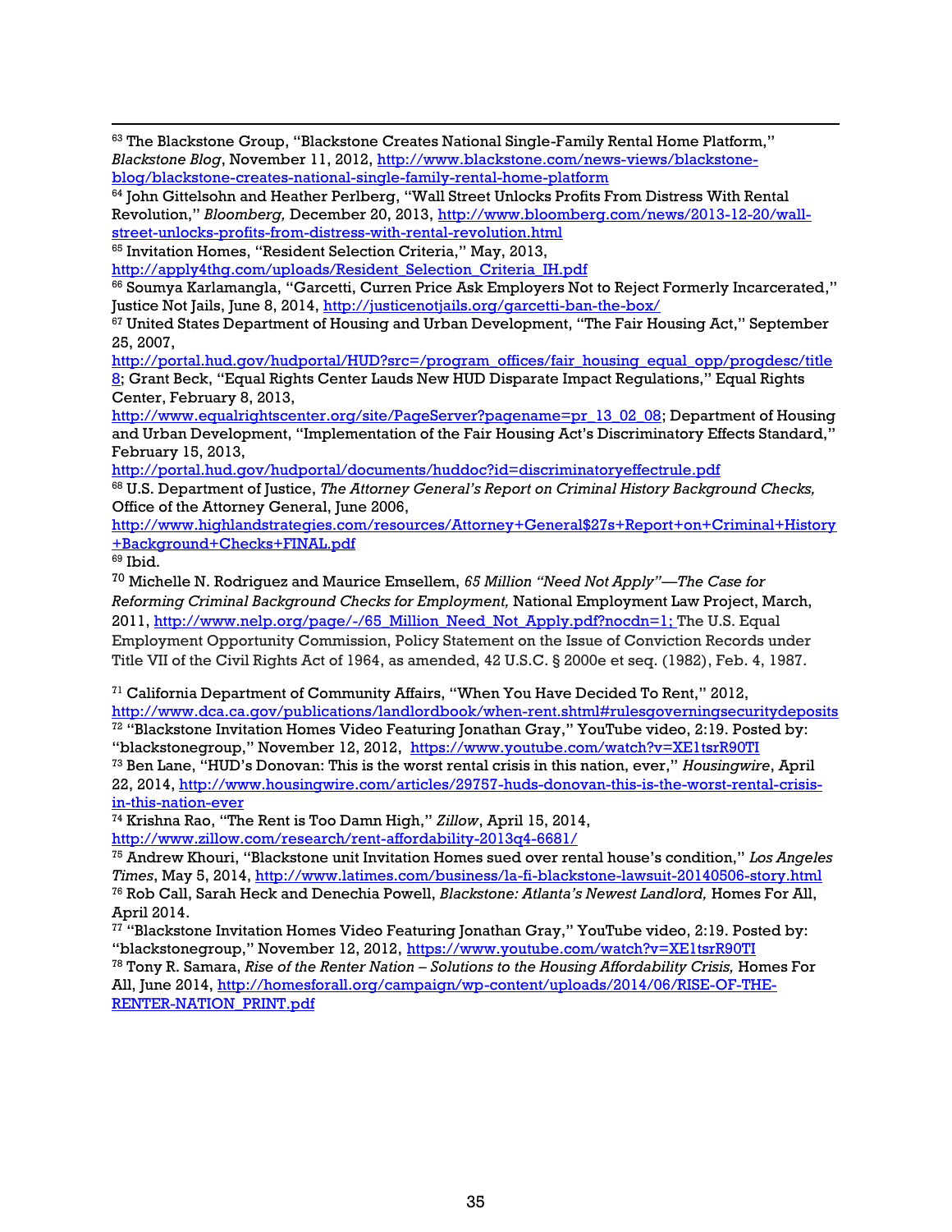[63] The Blackstone Group, "Blackstone Creates National Single-Family Rental Home Platform," *Blackstone Blog*, November 11, 2012, http://www.blackstone.com/news-views/blackstone-blog/blackstone-creates-national-single-family-rental-home-platform

[64] John Gittelsohn and Heather Perlberg, "Wall Street Unlocks Profits From Distress With Rental Revolution," *Bloomberg,* December 20, 2013, http://www.bloomberg.com/news/2013-12-20/wall-street-unlocks-profits-from-distress-with-rental-revolution.html

[65] Invitation Homes, "Resident Selection Criteria," May, 2013, http://apply4thg.com/uploads/Resident_Selection_Criteria_IH.pdf

[66] Soumya Karlamangla, "Garcetti, Curren Price Ask Employers Not to Reject Formerly Incarcerated," Justice Not Jails, June 8, 2014, http://justicenotjails.org/garcetti-ban-the-box/

[67] United States Department of Housing and Urban Development, "The Fair Housing Act," September 25, 2007, http://portal.hud.gov/hudportal/HUD?src=/program_offices/fair_housing_equal_opp/progdesc/title8; Grant Beck, "Equal Rights Center Lauds New HUD Disparate Impact Regulations," Equal Rights Center, February 8, 2013, http://www.equalrightscenter.org/site/PageServer?pagename=pr_13_02_08; Department of Housing and Urban Development, "Implementation of the Fair Housing Act's Discriminatory Effects Standard," February 15, 2013, http://portal.hud.gov/hudportal/documents/huddoc?id=discriminatoryeffectrule.pdf

[68] U.S. Department of Justice, *The Attorney General's Report on Criminal History Background Checks,* Office of the Attorney General, June 2006, http://www.highlandstrategies.com/resources/Attorney+General$27s+Report+on+Criminal+History+Background+Checks+FINAL.pdf

[69] Ibid.

[70] Michelle N. Rodriguez and Maurice Emsellem, *65 Million "Need Not Apply"—The Case for Reforming Criminal Background Checks for Employment,* National Employment Law Project, March, 2011, http://www.nelp.org/page/-/65_Million_Need_Not_Apply.pdf?nocdn=1; The U.S. Equal Employment Opportunity Commission, Policy Statement on the Issue of Conviction Records under Title VII of the Civil Rights Act of 1964, as amended, 42 U.S.C. § 2000e et seq. (1982), Feb. 4, 1987.

[71] California Department of Community Affairs, "When You Have Decided To Rent," 2012, http://www.dca.ca.gov/publications/landlordbook/when-rent.shtml#rulesgoverningsecuritydeposits

[72] "Blackstone Invitation Homes Video Featuring Jonathan Gray," YouTube video, 2:19. Posted by: "blackstonegroup," November 12, 2012, https://www.youtube.com/watch?v=XE1tsrR90TI

[73] Ben Lane, "HUD's Donovan: This is the worst rental crisis in this nation, ever," *Housingwire*, April 22, 2014, http://www.housingwire.com/articles/29757-huds-donovan-this-is-the-worst-rental-crisis-in-this-nation-ever

[74] Krishna Rao, "The Rent is Too Damn High," *Zillow*, April 15, 2014, http://www.zillow.com/research/rent-affordability-2013q4-6681/

[75] Andrew Khouri, "Blackstone unit Invitation Homes sued over rental house's condition," *Los Angeles Times*, May 5, 2014, http://www.latimes.com/business/la-fi-blackstone-lawsuit-20140506-story.html

[76] Rob Call, Sarah Heck and Denechia Powell, *Blackstone: Atlanta's Newest Landlord,* Homes For All, April 2014.

[77] "Blackstone Invitation Homes Video Featuring Jonathan Gray," YouTube video, 2:19. Posted by: "blackstonegroup," November 12, 2012, https://www.youtube.com/watch?v=XE1tsrR90TI

[78] Tony R. Samara, *Rise of the Renter Nation – Solutions to the Housing Affordability Crisis,* Homes For All, June 2014, http://homesforall.org/campaign/wp-content/uploads/2014/06/RISE-OF-THE-RENTER-NATION_PRINT.pdf